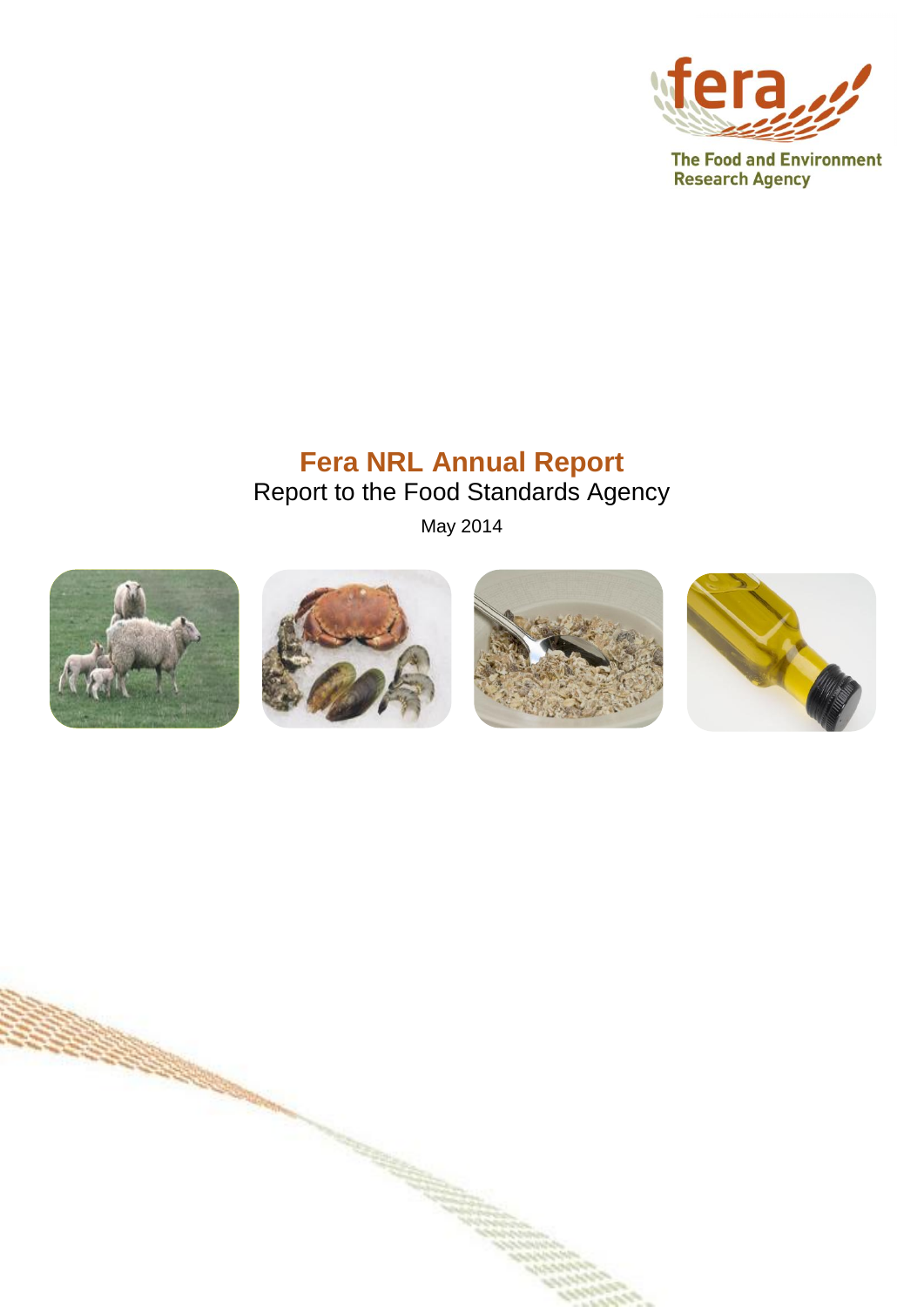fera

The Food and Environment Research Agency

# Fera NRL Annual Report

Report to the Food Standards Agency

May 2014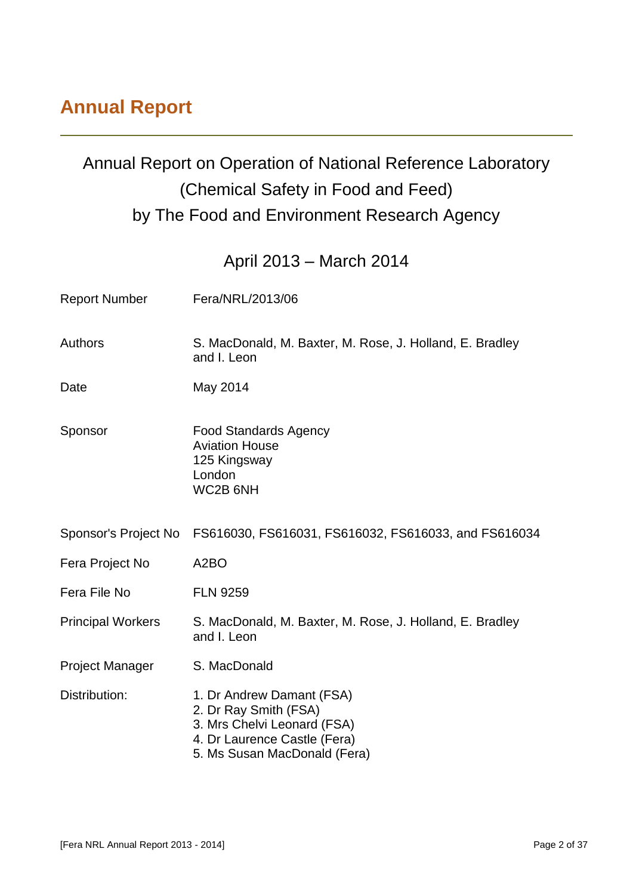# Annual Report

Annual Report on Operation of National Reference Laboratory (Chemical Safety in Food and Feed) by The Food and Environment Research Agency

April 2013 – March 2014

| | |
|---|---|
| Report Number | Fera/NRL/2013/06 |
| Authors | S. MacDonald, M. Baxter, M. Rose, J. Holland, E. Bradley and I. Leon |
| Date | May 2014 |
| Sponsor | Food Standards Agency<br>Aviation House<br>125 Kingsway<br>London<br>WC2B 6NH |
| Sponsor's Project No | FS616030, FS616031, FS616032, FS616033, and FS616034 |
| Fera Project No | A2BO |
| Fera File No | FLN 9259 |
| Principal Workers | S. MacDonald, M. Baxter, M. Rose, J. Holland, E. Bradley and I. Leon |
| Project Manager | S. MacDonald |
| Distribution: | 1. Dr Andrew Damant (FSA)<br>2. Dr Ray Smith (FSA)<br>3. Mrs Chelvi Leonard (FSA)<br>4. Dr Laurence Castle (Fera)<br>5. Ms Susan MacDonald (Fera) |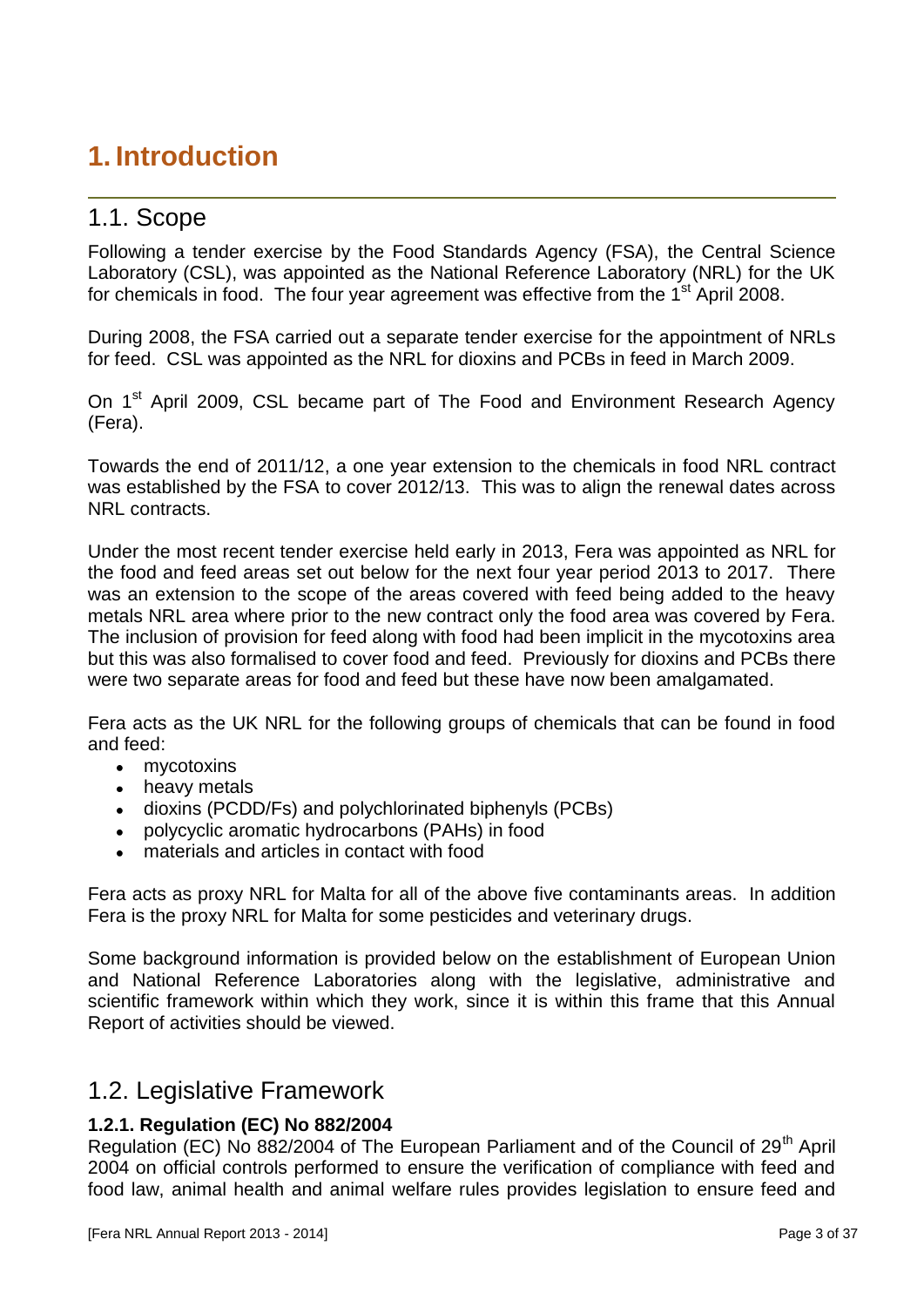# 1. Introduction

## 1.1. Scope

Following a tender exercise by the Food Standards Agency (FSA), the Central Science Laboratory (CSL), was appointed as the National Reference Laboratory (NRL) for the UK for chemicals in food. The four year agreement was effective from the 1st April 2008.

During 2008, the FSA carried out a separate tender exercise for the appointment of NRLs for feed. CSL was appointed as the NRL for dioxins and PCBs in feed in March 2009.

On 1st April 2009, CSL became part of The Food and Environment Research Agency (Fera).

Towards the end of 2011/12, a one year extension to the chemicals in food NRL contract was established by the FSA to cover 2012/13. This was to align the renewal dates across NRL contracts.

Under the most recent tender exercise held early in 2013, Fera was appointed as NRL for the food and feed areas set out below for the next four year period 2013 to 2017. There was an extension to the scope of the areas covered with feed being added to the heavy metals NRL area where prior to the new contract only the food area was covered by Fera. The inclusion of provision for feed along with food had been implicit in the mycotoxins area but this was also formalised to cover food and feed. Previously for dioxins and PCBs there were two separate areas for food and feed but these have now been amalgamated.

Fera acts as the UK NRL for the following groups of chemicals that can be found in food and feed:

- mycotoxins
- heavy metals
- dioxins (PCDD/Fs) and polychlorinated biphenyls (PCBs)
- polycyclic aromatic hydrocarbons (PAHs) in food
- materials and articles in contact with food

Fera acts as proxy NRL for Malta for all of the above five contaminants areas. In addition Fera is the proxy NRL for Malta for some pesticides and veterinary drugs.

Some background information is provided below on the establishment of European Union and National Reference Laboratories along with the legislative, administrative and scientific framework within which they work, since it is within this frame that this Annual Report of activities should be viewed.

## 1.2. Legislative Framework

### 1.2.1. Regulation (EC) No 882/2004

Regulation (EC) No 882/2004 of The European Parliament and of the Council of 29th April 2004 on official controls performed to ensure the verification of compliance with feed and food law, animal health and animal welfare rules provides legislation to ensure feed and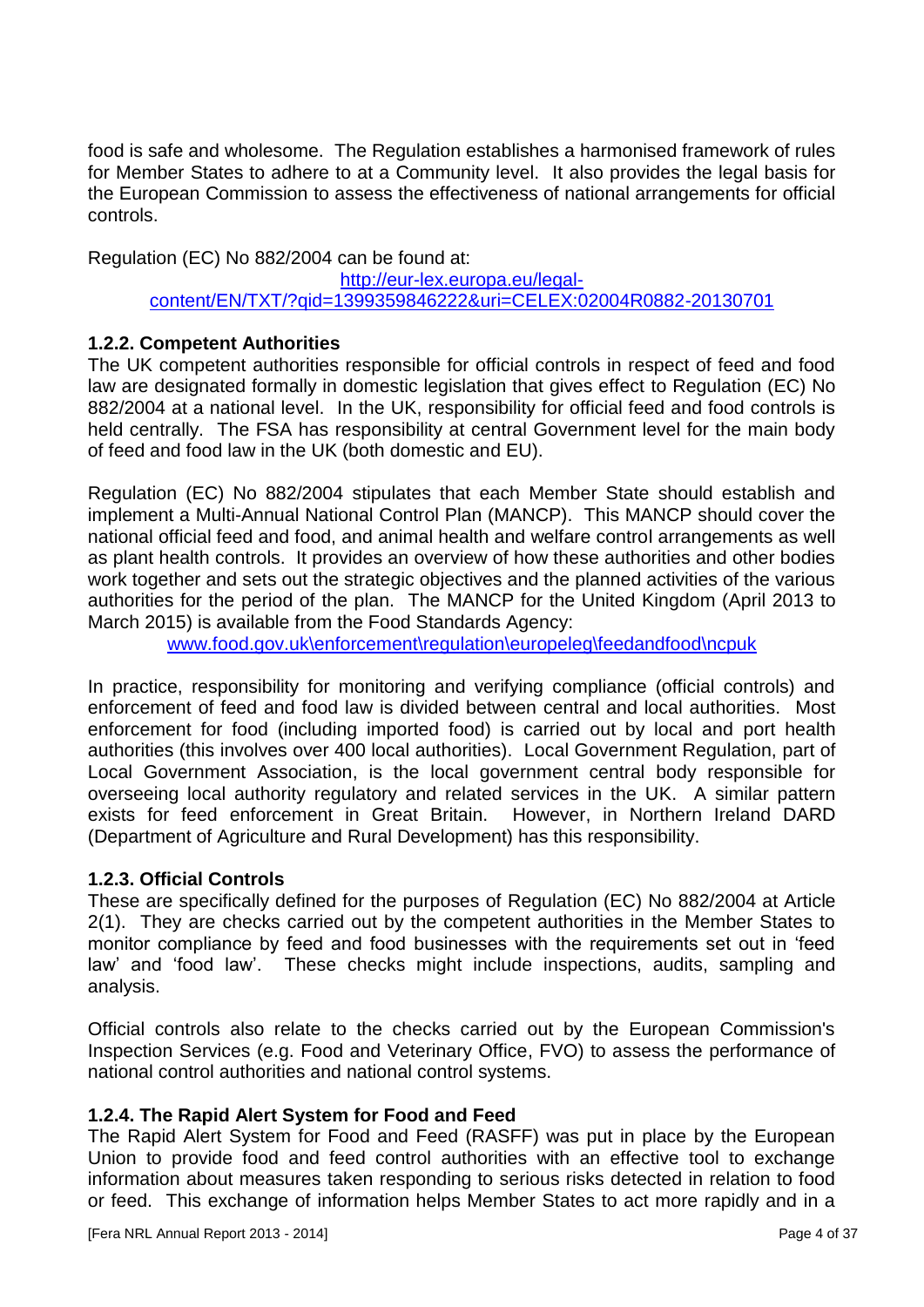food is safe and wholesome. The Regulation establishes a harmonised framework of rules for Member States to adhere to at a Community level. It also provides the legal basis for the European Commission to assess the effectiveness of national arrangements for official controls.

Regulation (EC) No 882/2004 can be found at:
http://eur-lex.europa.eu/legal-content/EN/TXT/?qid=1399359846222&uri=CELEX:02004R0882-20130701

### 1.2.2. Competent Authorities

The UK competent authorities responsible for official controls in respect of feed and food law are designated formally in domestic legislation that gives effect to Regulation (EC) No 882/2004 at a national level. In the UK, responsibility for official feed and food controls is held centrally. The FSA has responsibility at central Government level for the main body of feed and food law in the UK (both domestic and EU).

Regulation (EC) No 882/2004 stipulates that each Member State should establish and implement a Multi-Annual National Control Plan (MANCP). This MANCP should cover the national official feed and food, and animal health and welfare control arrangements as well as plant health controls. It provides an overview of how these authorities and other bodies work together and sets out the strategic objectives and the planned activities of the various authorities for the period of the plan. The MANCP for the United Kingdom (April 2013 to March 2015) is available from the Food Standards Agency:
www.food.gov.uk\enforcement\regulation\europeleg\feedandfood\ncpuk

In practice, responsibility for monitoring and verifying compliance (official controls) and enforcement of feed and food law is divided between central and local authorities. Most enforcement for food (including imported food) is carried out by local and port health authorities (this involves over 400 local authorities). Local Government Regulation, part of Local Government Association, is the local government central body responsible for overseeing local authority regulatory and related services in the UK. A similar pattern exists for feed enforcement in Great Britain. However, in Northern Ireland DARD (Department of Agriculture and Rural Development) has this responsibility.

### 1.2.3. Official Controls

These are specifically defined for the purposes of Regulation (EC) No 882/2004 at Article 2(1). They are checks carried out by the competent authorities in the Member States to monitor compliance by feed and food businesses with the requirements set out in 'feed law' and 'food law'. These checks might include inspections, audits, sampling and analysis.

Official controls also relate to the checks carried out by the European Commission's Inspection Services (e.g. Food and Veterinary Office, FVO) to assess the performance of national control authorities and national control systems.

### 1.2.4. The Rapid Alert System for Food and Feed

The Rapid Alert System for Food and Feed (RASFF) was put in place by the European Union to provide food and feed control authorities with an effective tool to exchange information about measures taken responding to serious risks detected in relation to food or feed. This exchange of information helps Member States to act more rapidly and in a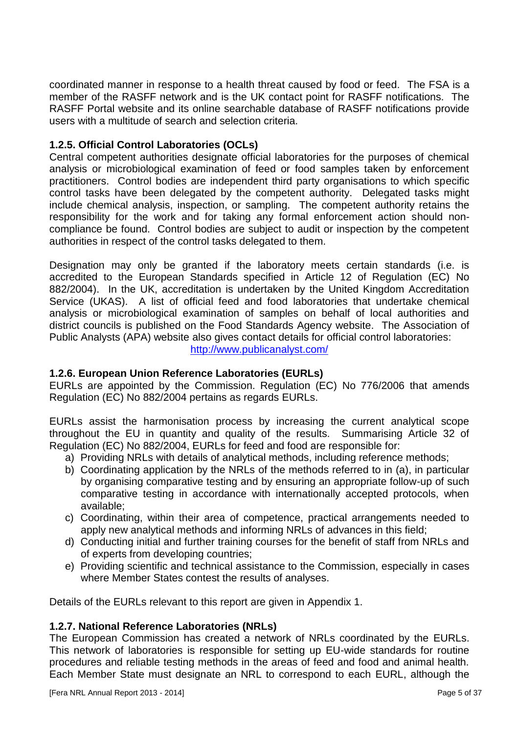coordinated manner in response to a health threat caused by food or feed. The FSA is a member of the RASFF network and is the UK contact point for RASFF notifications. The RASFF Portal website and its online searchable database of RASFF notifications provide users with a multitude of search and selection criteria.

### 1.2.5. Official Control Laboratories (OCLs)

Central competent authorities designate official laboratories for the purposes of chemical analysis or microbiological examination of feed or food samples taken by enforcement practitioners. Control bodies are independent third party organisations to which specific control tasks have been delegated by the competent authority. Delegated tasks might include chemical analysis, inspection, or sampling. The competent authority retains the responsibility for the work and for taking any formal enforcement action should non-compliance be found. Control bodies are subject to audit or inspection by the competent authorities in respect of the control tasks delegated to them.

Designation may only be granted if the laboratory meets certain standards (i.e. is accredited to the European Standards specified in Article 12 of Regulation (EC) No 882/2004). In the UK, accreditation is undertaken by the United Kingdom Accreditation Service (UKAS). A list of official feed and food laboratories that undertake chemical analysis or microbiological examination of samples on behalf of local authorities and district councils is published on the Food Standards Agency website. The Association of Public Analysts (APA) website also gives contact details for official control laboratories: http://www.publicanalyst.com/

### 1.2.6. European Union Reference Laboratories (EURLs)

EURLs are appointed by the Commission. Regulation (EC) No 776/2006 that amends Regulation (EC) No 882/2004 pertains as regards EURLs.

EURLs assist the harmonisation process by increasing the current analytical scope throughout the EU in quantity and quality of the results. Summarising Article 32 of Regulation (EC) No 882/2004, EURLs for feed and food are responsible for:

a) Providing NRLs with details of analytical methods, including reference methods;
b) Coordinating application by the NRLs of the methods referred to in (a), in particular by organising comparative testing and by ensuring an appropriate follow-up of such comparative testing in accordance with internationally accepted protocols, when available;
c) Coordinating, within their area of competence, practical arrangements needed to apply new analytical methods and informing NRLs of advances in this field;
d) Conducting initial and further training courses for the benefit of staff from NRLs and of experts from developing countries;
e) Providing scientific and technical assistance to the Commission, especially in cases where Member States contest the results of analyses.

Details of the EURLs relevant to this report are given in Appendix 1.

### 1.2.7. National Reference Laboratories (NRLs)

The European Commission has created a network of NRLs coordinated by the EURLs. This network of laboratories is responsible for setting up EU-wide standards for routine procedures and reliable testing methods in the areas of feed and food and animal health. Each Member State must designate an NRL to correspond to each EURL, although the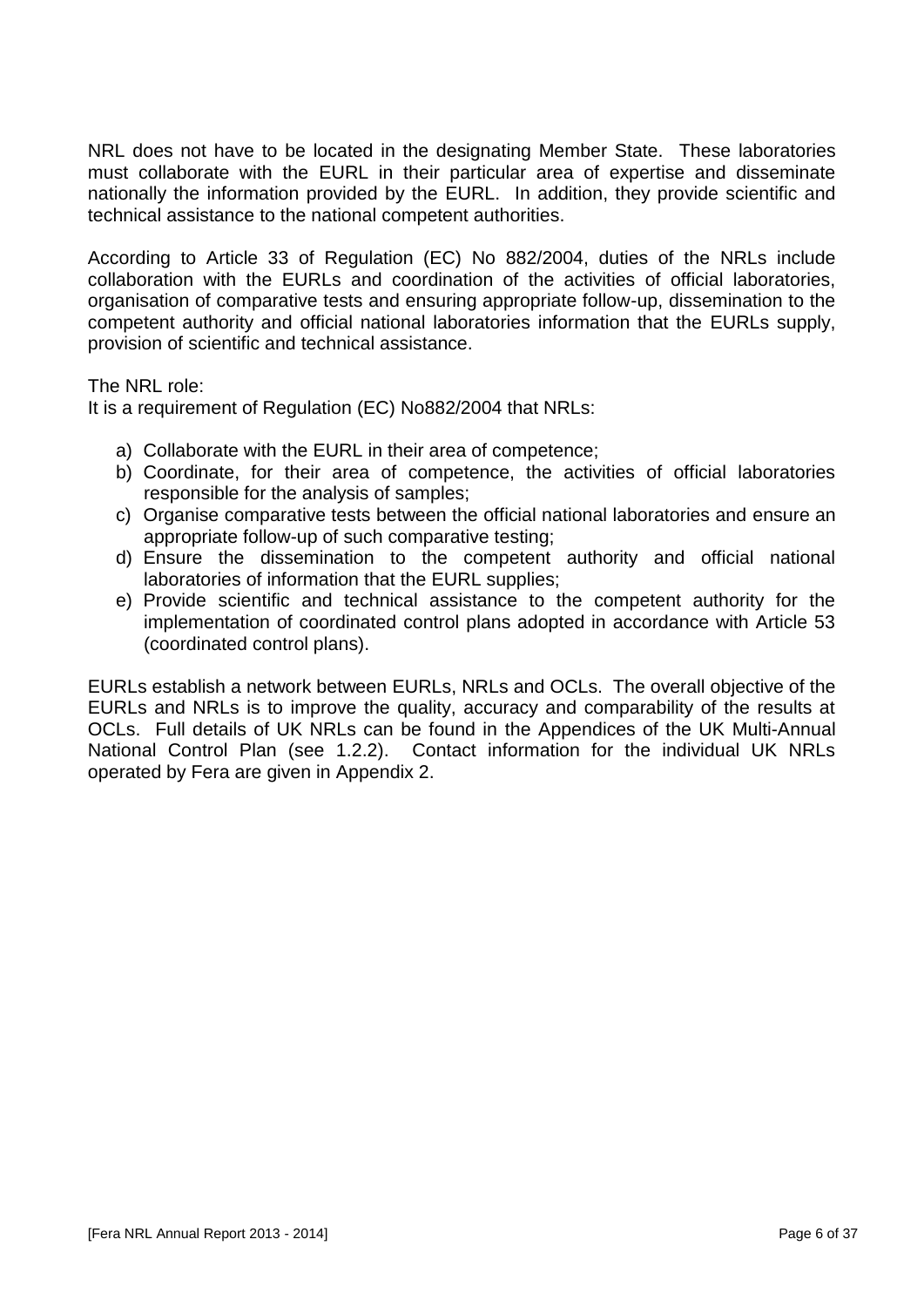NRL does not have to be located in the designating Member State. These laboratories must collaborate with the EURL in their particular area of expertise and disseminate nationally the information provided by the EURL. In addition, they provide scientific and technical assistance to the national competent authorities.

According to Article 33 of Regulation (EC) No 882/2004, duties of the NRLs include collaboration with the EURLs and coordination of the activities of official laboratories, organisation of comparative tests and ensuring appropriate follow-up, dissemination to the competent authority and official national laboratories information that the EURLs supply, provision of scientific and technical assistance.

The NRL role:
It is a requirement of Regulation (EC) No882/2004 that NRLs:

a) Collaborate with the EURL in their area of competence;
b) Coordinate, for their area of competence, the activities of official laboratories responsible for the analysis of samples;
c) Organise comparative tests between the official national laboratories and ensure an appropriate follow-up of such comparative testing;
d) Ensure the dissemination to the competent authority and official national laboratories of information that the EURL supplies;
e) Provide scientific and technical assistance to the competent authority for the implementation of coordinated control plans adopted in accordance with Article 53 (coordinated control plans).

EURLs establish a network between EURLs, NRLs and OCLs. The overall objective of the EURLs and NRLs is to improve the quality, accuracy and comparability of the results at OCLs. Full details of UK NRLs can be found in the Appendices of the UK Multi-Annual National Control Plan (see 1.2.2). Contact information for the individual UK NRLs operated by Fera are given in Appendix 2.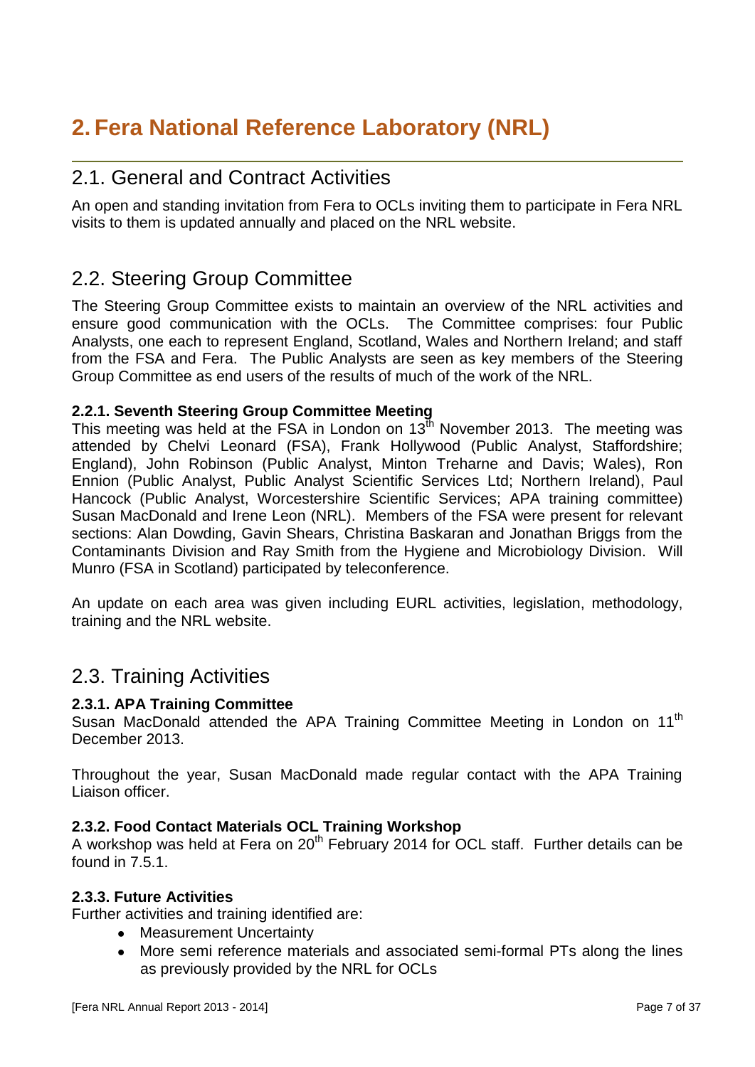# 2. Fera National Reference Laboratory (NRL)

## 2.1. General and Contract Activities

An open and standing invitation from Fera to OCLs inviting them to participate in Fera NRL visits to them is updated annually and placed on the NRL website.

## 2.2. Steering Group Committee

The Steering Group Committee exists to maintain an overview of the NRL activities and ensure good communication with the OCLs. The Committee comprises: four Public Analysts, one each to represent England, Scotland, Wales and Northern Ireland; and staff from the FSA and Fera. The Public Analysts are seen as key members of the Steering Group Committee as end users of the results of much of the work of the NRL.

### 2.2.1. Seventh Steering Group Committee Meeting

This meeting was held at the FSA in London on 13th November 2013. The meeting was attended by Chelvi Leonard (FSA), Frank Hollywood (Public Analyst, Staffordshire; England), John Robinson (Public Analyst, Minton Treharne and Davis; Wales), Ron Ennion (Public Analyst, Public Analyst Scientific Services Ltd; Northern Ireland), Paul Hancock (Public Analyst, Worcestershire Scientific Services; APA training committee) Susan MacDonald and Irene Leon (NRL). Members of the FSA were present for relevant sections: Alan Dowding, Gavin Shears, Christina Baskaran and Jonathan Briggs from the Contaminants Division and Ray Smith from the Hygiene and Microbiology Division. Will Munro (FSA in Scotland) participated by teleconference.

An update on each area was given including EURL activities, legislation, methodology, training and the NRL website.

## 2.3. Training Activities

### 2.3.1. APA Training Committee

Susan MacDonald attended the APA Training Committee Meeting in London on 11th December 2013.

Throughout the year, Susan MacDonald made regular contact with the APA Training Liaison officer.

### 2.3.2. Food Contact Materials OCL Training Workshop

A workshop was held at Fera on 20th February 2014 for OCL staff. Further details can be found in 7.5.1.

### 2.3.3. Future Activities

Further activities and training identified are:

- Measurement Uncertainty
- More semi reference materials and associated semi-formal PTs along the lines as previously provided by the NRL for OCLs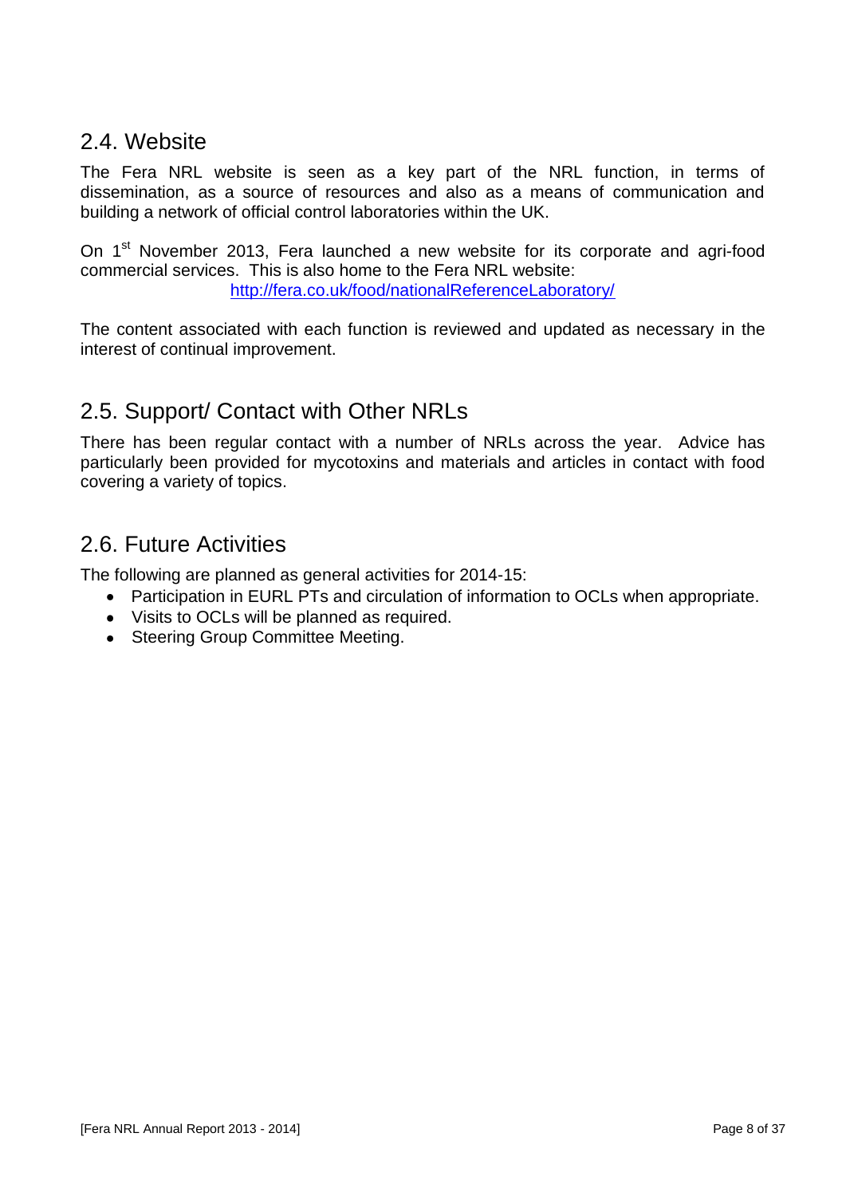## 2.4. Website

The Fera NRL website is seen as a key part of the NRL function, in terms of dissemination, as a source of resources and also as a means of communication and building a network of official control laboratories within the UK.

On 1st November 2013, Fera launched a new website for its corporate and agri-food commercial services. This is also home to the Fera NRL website: http://fera.co.uk/food/nationalReferenceLaboratory/

The content associated with each function is reviewed and updated as necessary in the interest of continual improvement.

## 2.5. Support/ Contact with Other NRLs

There has been regular contact with a number of NRLs across the year. Advice has particularly been provided for mycotoxins and materials and articles in contact with food covering a variety of topics.

## 2.6. Future Activities

The following are planned as general activities for 2014-15:

- Participation in EURL PTs and circulation of information to OCLs when appropriate.
- Visits to OCLs will be planned as required.
- Steering Group Committee Meeting.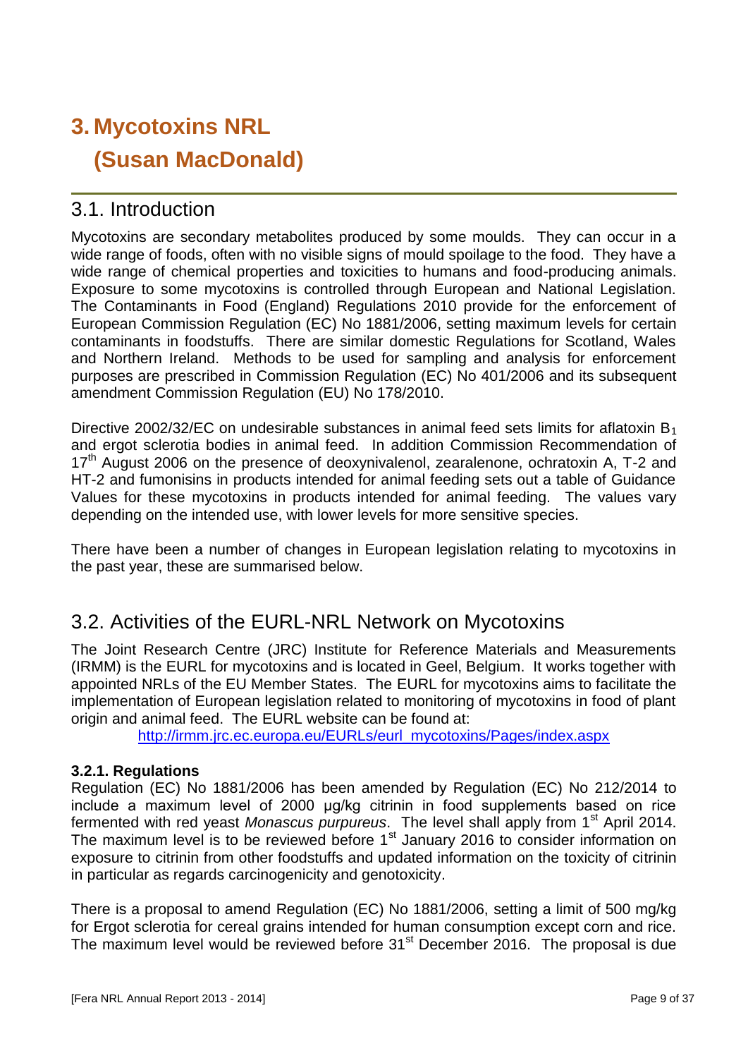# 3. Mycotoxins NRL (Susan MacDonald)

## 3.1. Introduction

Mycotoxins are secondary metabolites produced by some moulds. They can occur in a wide range of foods, often with no visible signs of mould spoilage to the food. They have a wide range of chemical properties and toxicities to humans and food-producing animals. Exposure to some mycotoxins is controlled through European and National Legislation. The Contaminants in Food (England) Regulations 2010 provide for the enforcement of European Commission Regulation (EC) No 1881/2006, setting maximum levels for certain contaminants in foodstuffs. There are similar domestic Regulations for Scotland, Wales and Northern Ireland. Methods to be used for sampling and analysis for enforcement purposes are prescribed in Commission Regulation (EC) No 401/2006 and its subsequent amendment Commission Regulation (EU) No 178/2010.

Directive 2002/32/EC on undesirable substances in animal feed sets limits for aflatoxin $B_1$ and ergot sclerotia bodies in animal feed. In addition Commission Recommendation of 17th August 2006 on the presence of deoxynivalenol, zearalenone, ochratoxin A, T-2 and HT-2 and fumonisins in products intended for animal feeding sets out a table of Guidance Values for these mycotoxins in products intended for animal feeding. The values vary depending on the intended use, with lower levels for more sensitive species.

There have been a number of changes in European legislation relating to mycotoxins in the past year, these are summarised below.

## 3.2. Activities of the EURL-NRL Network on Mycotoxins

The Joint Research Centre (JRC) Institute for Reference Materials and Measurements (IRMM) is the EURL for mycotoxins and is located in Geel, Belgium. It works together with appointed NRLs of the EU Member States. The EURL for mycotoxins aims to facilitate the implementation of European legislation related to monitoring of mycotoxins in food of plant origin and animal feed. The EURL website can be found at:

http://irmm.jrc.ec.europa.eu/EURLs/eurl_mycotoxins/Pages/index.aspx

### 3.2.1. Regulations

Regulation (EC) No 1881/2006 has been amended by Regulation (EC) No 212/2014 to include a maximum level of 2000 µg/kg citrinin in food supplements based on rice fermented with red yeast *Monascus purpureus*. The level shall apply from 1st April 2014. The maximum level is to be reviewed before 1st January 2016 to consider information on exposure to citrinin from other foodstuffs and updated information on the toxicity of citrinin in particular as regards carcinogenicity and genotoxicity.

There is a proposal to amend Regulation (EC) No 1881/2006, setting a limit of 500 mg/kg for Ergot sclerotia for cereal grains intended for human consumption except corn and rice. The maximum level would be reviewed before 31st December 2016. The proposal is due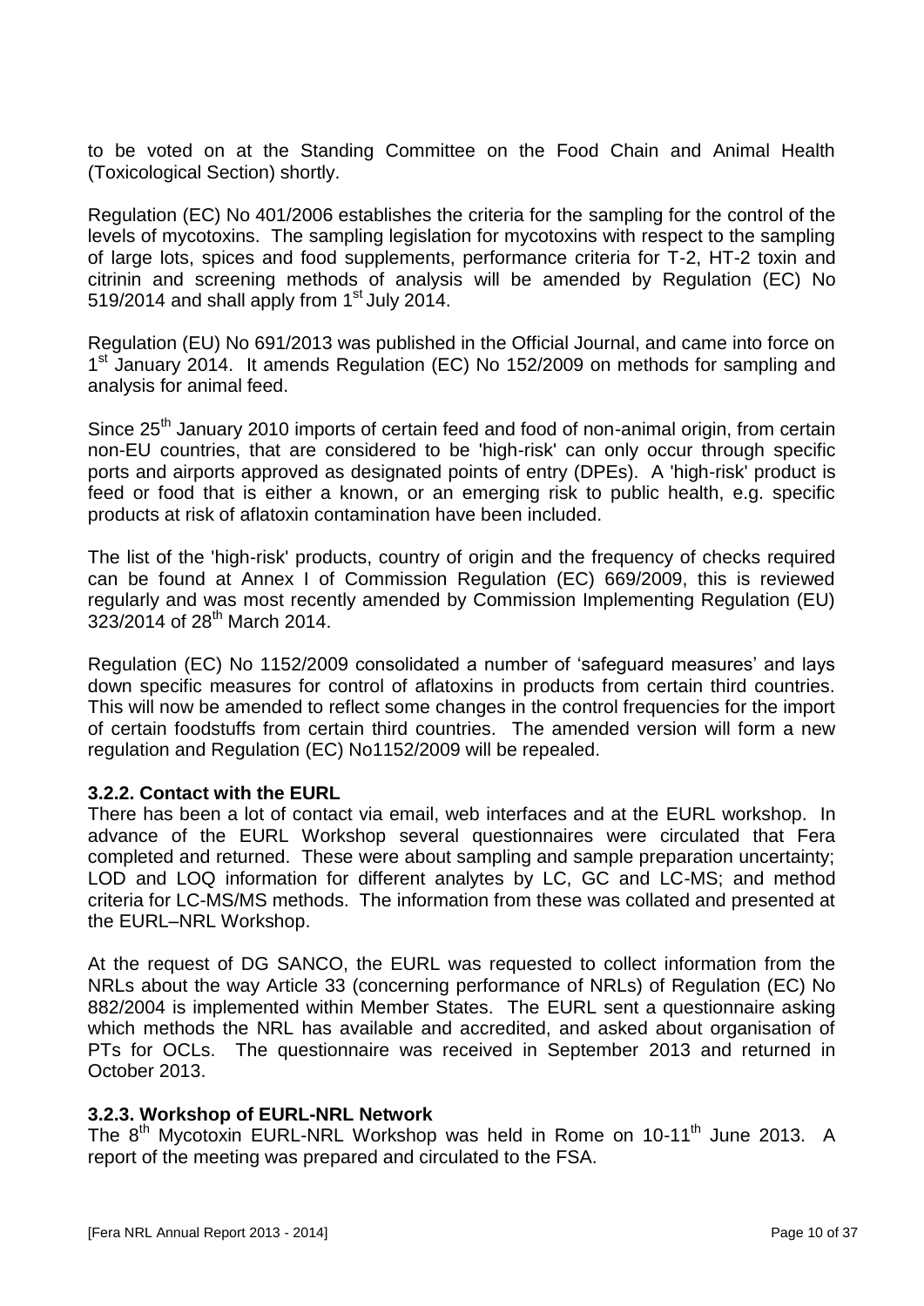to be voted on at the Standing Committee on the Food Chain and Animal Health (Toxicological Section) shortly.

Regulation (EC) No 401/2006 establishes the criteria for the sampling for the control of the levels of mycotoxins. The sampling legislation for mycotoxins with respect to the sampling of large lots, spices and food supplements, performance criteria for T-2, HT-2 toxin and citrinin and screening methods of analysis will be amended by Regulation (EC) No 519/2014 and shall apply from 1st July 2014.

Regulation (EU) No 691/2013 was published in the Official Journal, and came into force on 1st January 2014. It amends Regulation (EC) No 152/2009 on methods for sampling and analysis for animal feed.

Since 25th January 2010 imports of certain feed and food of non-animal origin, from certain non-EU countries, that are considered to be 'high-risk' can only occur through specific ports and airports approved as designated points of entry (DPEs). A 'high-risk' product is feed or food that is either a known, or an emerging risk to public health, e.g. specific products at risk of aflatoxin contamination have been included.

The list of the 'high-risk' products, country of origin and the frequency of checks required can be found at Annex I of Commission Regulation (EC) 669/2009, this is reviewed regularly and was most recently amended by Commission Implementing Regulation (EU) 323/2014 of 28th March 2014.

Regulation (EC) No 1152/2009 consolidated a number of 'safeguard measures' and lays down specific measures for control of aflatoxins in products from certain third countries. This will now be amended to reflect some changes in the control frequencies for the import of certain foodstuffs from certain third countries. The amended version will form a new regulation and Regulation (EC) No1152/2009 will be repealed.

### 3.2.2. Contact with the EURL

There has been a lot of contact via email, web interfaces and at the EURL workshop. In advance of the EURL Workshop several questionnaires were circulated that Fera completed and returned. These were about sampling and sample preparation uncertainty; LOD and LOQ information for different analytes by LC, GC and LC-MS; and method criteria for LC-MS/MS methods. The information from these was collated and presented at the EURL–NRL Workshop.

At the request of DG SANCO, the EURL was requested to collect information from the NRLs about the way Article 33 (concerning performance of NRLs) of Regulation (EC) No 882/2004 is implemented within Member States. The EURL sent a questionnaire asking which methods the NRL has available and accredited, and asked about organisation of PTs for OCLs. The questionnaire was received in September 2013 and returned in October 2013.

### 3.2.3. Workshop of EURL-NRL Network

The 8th Mycotoxin EURL-NRL Workshop was held in Rome on 10-11th June 2013. A report of the meeting was prepared and circulated to the FSA.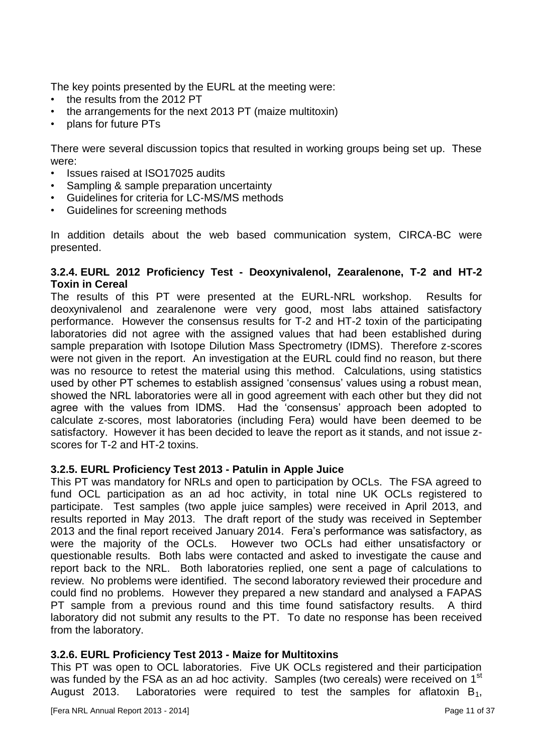The key points presented by the EURL at the meeting were:

- the results from the 2012 PT
- the arrangements for the next 2013 PT (maize multitoxin)
- plans for future PTs

There were several discussion topics that resulted in working groups being set up. These were:

- Issues raised at ISO17025 audits
- Sampling & sample preparation uncertainty
- Guidelines for criteria for LC-MS/MS methods
- Guidelines for screening methods

In addition details about the web based communication system, CIRCA-BC were presented.

### 3.2.4. EURL 2012 Proficiency Test - Deoxynivalenol, Zearalenone, T-2 and HT-2 Toxin in Cereal

The results of this PT were presented at the EURL-NRL workshop. Results for deoxynivalenol and zearalenone were very good, most labs attained satisfactory performance. However the consensus results for T-2 and HT-2 toxin of the participating laboratories did not agree with the assigned values that had been established during sample preparation with Isotope Dilution Mass Spectrometry (IDMS). Therefore z-scores were not given in the report. An investigation at the EURL could find no reason, but there was no resource to retest the material using this method. Calculations, using statistics used by other PT schemes to establish assigned 'consensus' values using a robust mean, showed the NRL laboratories were all in good agreement with each other but they did not agree with the values from IDMS. Had the 'consensus' approach been adopted to calculate z-scores, most laboratories (including Fera) would have been deemed to be satisfactory. However it has been decided to leave the report as it stands, and not issue z-scores for T-2 and HT-2 toxins.

### 3.2.5. EURL Proficiency Test 2013 - Patulin in Apple Juice

This PT was mandatory for NRLs and open to participation by OCLs. The FSA agreed to fund OCL participation as an ad hoc activity, in total nine UK OCLs registered to participate. Test samples (two apple juice samples) were received in April 2013, and results reported in May 2013. The draft report of the study was received in September 2013 and the final report received January 2014. Fera's performance was satisfactory, as were the majority of the OCLs. However two OCLs had either unsatisfactory or questionable results. Both labs were contacted and asked to investigate the cause and report back to the NRL. Both laboratories replied, one sent a page of calculations to review. No problems were identified. The second laboratory reviewed their procedure and could find no problems. However they prepared a new standard and analysed a FAPAS PT sample from a previous round and this time found satisfactory results. A third laboratory did not submit any results to the PT. To date no response has been received from the laboratory.

### 3.2.6. EURL Proficiency Test 2013 - Maize for Multitoxins

This PT was open to OCL laboratories. Five UK OCLs registered and their participation was funded by the FSA as an ad hoc activity. Samples (two cereals) were received on 1st August 2013. Laboratories were required to test the samples for aflatoxin $B_1$,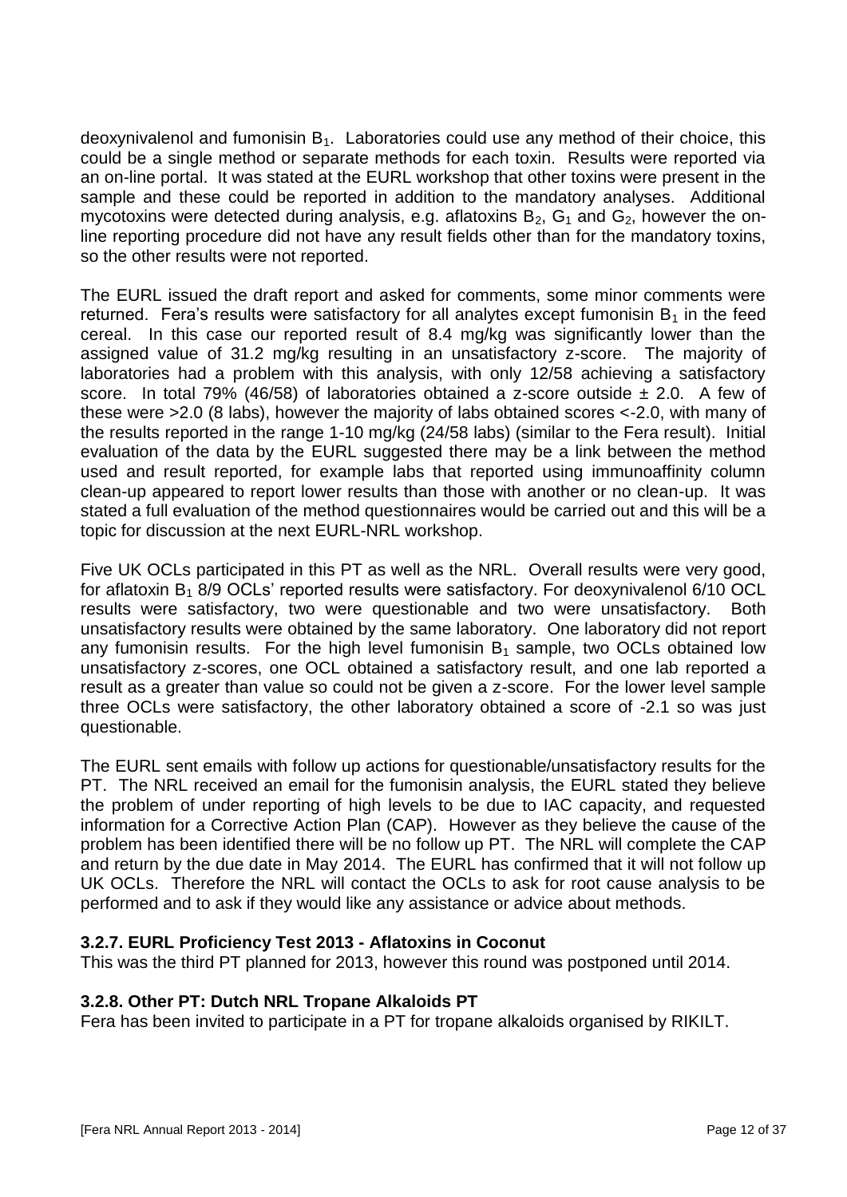deoxynivalenol and fumonisin $B_1$. Laboratories could use any method of their choice, this could be a single method or separate methods for each toxin. Results were reported via an on-line portal. It was stated at the EURL workshop that other toxins were present in the sample and these could be reported in addition to the mandatory analyses. Additional mycotoxins were detected during analysis, e.g. aflatoxins $B_2$, $G_1$ and $G_2$, however the on-line reporting procedure did not have any result fields other than for the mandatory toxins, so the other results were not reported.

The EURL issued the draft report and asked for comments, some minor comments were returned. Fera's results were satisfactory for all analytes except fumonisin $B_1$ in the feed cereal. In this case our reported result of 8.4 mg/kg was significantly lower than the assigned value of 31.2 mg/kg resulting in an unsatisfactory z-score. The majority of laboratories had a problem with this analysis, with only 12/58 achieving a satisfactory score. In total 79% (46/58) of laboratories obtained a z-score outside ± 2.0. A few of these were >2.0 (8 labs), however the majority of labs obtained scores <-2.0, with many of the results reported in the range 1-10 mg/kg (24/58 labs) (similar to the Fera result). Initial evaluation of the data by the EURL suggested there may be a link between the method used and result reported, for example labs that reported using immunoaffinity column clean-up appeared to report lower results than those with another or no clean-up. It was stated a full evaluation of the method questionnaires would be carried out and this will be a topic for discussion at the next EURL-NRL workshop.

Five UK OCLs participated in this PT as well as the NRL. Overall results were very good, for aflatoxin $B_1$ 8/9 OCLs' reported results were satisfactory. For deoxynivalenol 6/10 OCL results were satisfactory, two were questionable and two were unsatisfactory. Both unsatisfactory results were obtained by the same laboratory. One laboratory did not report any fumonisin results. For the high level fumonisin $B_1$ sample, two OCLs obtained low unsatisfactory z-scores, one OCL obtained a satisfactory result, and one lab reported a result as a greater than value so could not be given a z-score. For the lower level sample three OCLs were satisfactory, the other laboratory obtained a score of -2.1 so was just questionable.

The EURL sent emails with follow up actions for questionable/unsatisfactory results for the PT. The NRL received an email for the fumonisin analysis, the EURL stated they believe the problem of under reporting of high levels to be due to IAC capacity, and requested information for a Corrective Action Plan (CAP). However as they believe the cause of the problem has been identified there will be no follow up PT. The NRL will complete the CAP and return by the due date in May 2014. The EURL has confirmed that it will not follow up UK OCLs. Therefore the NRL will contact the OCLs to ask for root cause analysis to be performed and to ask if they would like any assistance or advice about methods.

### 3.2.7. EURL Proficiency Test 2013 - Aflatoxins in Coconut

This was the third PT planned for 2013, however this round was postponed until 2014.

### 3.2.8. Other PT: Dutch NRL Tropane Alkaloids PT

Fera has been invited to participate in a PT for tropane alkaloids organised by RIKILT.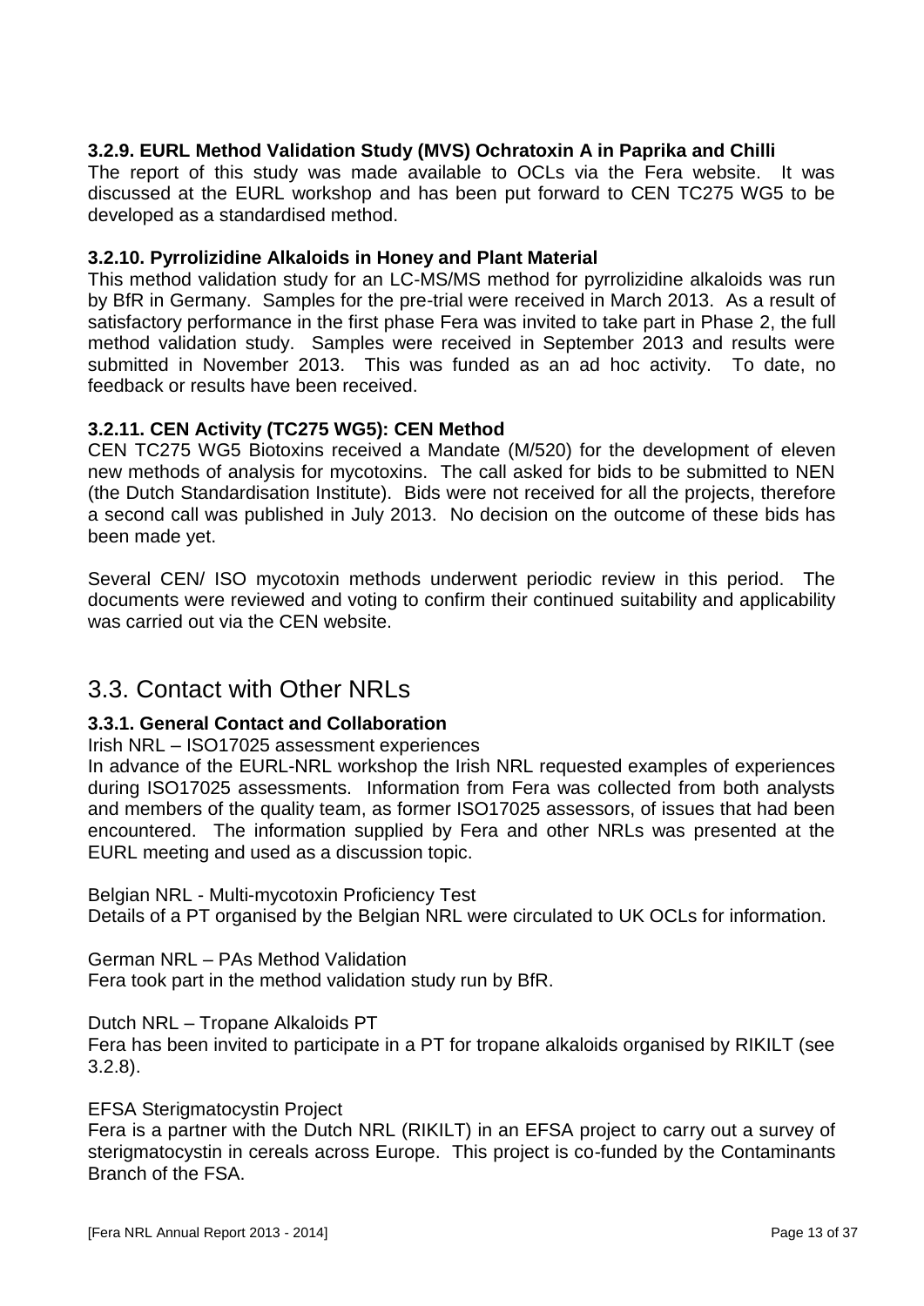#### 3.2.9. EURL Method Validation Study (MVS) Ochratoxin A in Paprika and Chilli

The report of this study was made available to OCLs via the Fera website. It was discussed at the EURL workshop and has been put forward to CEN TC275 WG5 to be developed as a standardised method.

#### 3.2.10. Pyrrolizidine Alkaloids in Honey and Plant Material

This method validation study for an LC-MS/MS method for pyrrolizidine alkaloids was run by BfR in Germany. Samples for the pre-trial were received in March 2013. As a result of satisfactory performance in the first phase Fera was invited to take part in Phase 2, the full method validation study. Samples were received in September 2013 and results were submitted in November 2013. This was funded as an ad hoc activity. To date, no feedback or results have been received.

#### 3.2.11. CEN Activity (TC275 WG5): CEN Method

CEN TC275 WG5 Biotoxins received a Mandate (M/520) for the development of eleven new methods of analysis for mycotoxins. The call asked for bids to be submitted to NEN (the Dutch Standardisation Institute). Bids were not received for all the projects, therefore a second call was published in July 2013. No decision on the outcome of these bids has been made yet.

Several CEN/ ISO mycotoxin methods underwent periodic review in this period. The documents were reviewed and voting to confirm their continued suitability and applicability was carried out via the CEN website.

## 3.3. Contact with Other NRLs

#### 3.3.1. General Contact and Collaboration

Irish NRL – ISO17025 assessment experiences

In advance of the EURL-NRL workshop the Irish NRL requested examples of experiences during ISO17025 assessments. Information from Fera was collected from both analysts and members of the quality team, as former ISO17025 assessors, of issues that had been encountered. The information supplied by Fera and other NRLs was presented at the EURL meeting and used as a discussion topic.

Belgian NRL - Multi-mycotoxin Proficiency Test

Details of a PT organised by the Belgian NRL were circulated to UK OCLs for information.

German NRL – PAs Method Validation

Fera took part in the method validation study run by BfR.

Dutch NRL – Tropane Alkaloids PT

Fera has been invited to participate in a PT for tropane alkaloids organised by RIKILT (see 3.2.8).

EFSA Sterigmatocystin Project

Fera is a partner with the Dutch NRL (RIKILT) in an EFSA project to carry out a survey of sterigmatocystin in cereals across Europe. This project is co-funded by the Contaminants Branch of the FSA.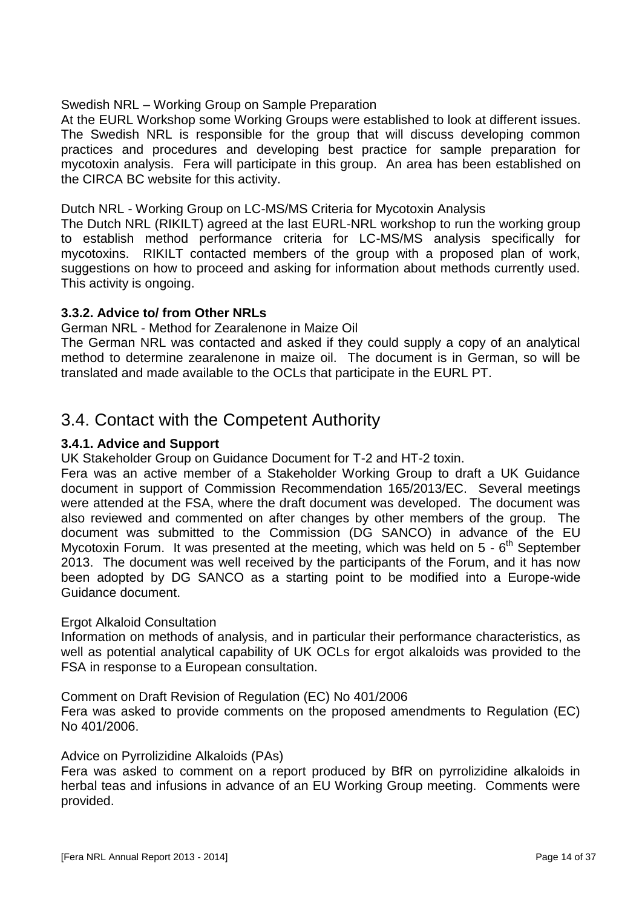Swedish NRL – Working Group on Sample Preparation

At the EURL Workshop some Working Groups were established to look at different issues. The Swedish NRL is responsible for the group that will discuss developing common practices and procedures and developing best practice for sample preparation for mycotoxin analysis. Fera will participate in this group. An area has been established on the CIRCA BC website for this activity.

Dutch NRL - Working Group on LC-MS/MS Criteria for Mycotoxin Analysis

The Dutch NRL (RIKILT) agreed at the last EURL-NRL workshop to run the working group to establish method performance criteria for LC-MS/MS analysis specifically for mycotoxins. RIKILT contacted members of the group with a proposed plan of work, suggestions on how to proceed and asking for information about methods currently used. This activity is ongoing.

### 3.3.2. Advice to/ from Other NRLs

German NRL - Method for Zearalenone in Maize Oil

The German NRL was contacted and asked if they could supply a copy of an analytical method to determine zearalenone in maize oil. The document is in German, so will be translated and made available to the OCLs that participate in the EURL PT.

## 3.4. Contact with the Competent Authority

### 3.4.1. Advice and Support

UK Stakeholder Group on Guidance Document for T-2 and HT-2 toxin.

Fera was an active member of a Stakeholder Working Group to draft a UK Guidance document in support of Commission Recommendation 165/2013/EC. Several meetings were attended at the FSA, where the draft document was developed. The document was also reviewed and commented on after changes by other members of the group. The document was submitted to the Commission (DG SANCO) in advance of the EU Mycotoxin Forum. It was presented at the meeting, which was held on 5 - 6$^{th}$ September 2013. The document was well received by the participants of the Forum, and it has now been adopted by DG SANCO as a starting point to be modified into a Europe-wide Guidance document.

Ergot Alkaloid Consultation

Information on methods of analysis, and in particular their performance characteristics, as well as potential analytical capability of UK OCLs for ergot alkaloids was provided to the FSA in response to a European consultation.

Comment on Draft Revision of Regulation (EC) No 401/2006

Fera was asked to provide comments on the proposed amendments to Regulation (EC) No 401/2006.

Advice on Pyrrolizidine Alkaloids (PAs)

Fera was asked to comment on a report produced by BfR on pyrrolizidine alkaloids in herbal teas and infusions in advance of an EU Working Group meeting. Comments were provided.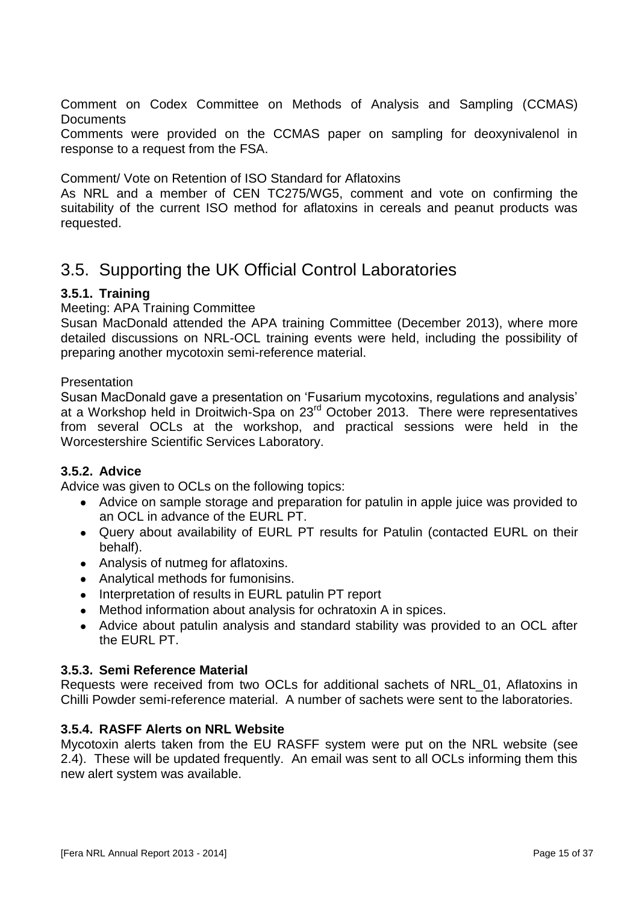Comment on Codex Committee on Methods of Analysis and Sampling (CCMAS) Documents

Comments were provided on the CCMAS paper on sampling for deoxynivalenol in response to a request from the FSA.

Comment/ Vote on Retention of ISO Standard for Aflatoxins

As NRL and a member of CEN TC275/WG5, comment and vote on confirming the suitability of the current ISO method for aflatoxins in cereals and peanut products was requested.

## 3.5. Supporting the UK Official Control Laboratories

### 3.5.1. Training

Meeting: APA Training Committee

Susan MacDonald attended the APA training Committee (December 2013), where more detailed discussions on NRL-OCL training events were held, including the possibility of preparing another mycotoxin semi-reference material.

Presentation

Susan MacDonald gave a presentation on 'Fusarium mycotoxins, regulations and analysis' at a Workshop held in Droitwich-Spa on 23rd October 2013. There were representatives from several OCLs at the workshop, and practical sessions were held in the Worcestershire Scientific Services Laboratory.

### 3.5.2. Advice

Advice was given to OCLs on the following topics:

- Advice on sample storage and preparation for patulin in apple juice was provided to an OCL in advance of the EURL PT.
- Query about availability of EURL PT results for Patulin (contacted EURL on their behalf).
- Analysis of nutmeg for aflatoxins.
- Analytical methods for fumonisins.
- Interpretation of results in EURL patulin PT report
- Method information about analysis for ochratoxin A in spices.
- Advice about patulin analysis and standard stability was provided to an OCL after the EURL PT.

### 3.5.3. Semi Reference Material

Requests were received from two OCLs for additional sachets of NRL_01, Aflatoxins in Chilli Powder semi-reference material. A number of sachets were sent to the laboratories.

### 3.5.4. RASFF Alerts on NRL Website

Mycotoxin alerts taken from the EU RASFF system were put on the NRL website (see 2.4). These will be updated frequently. An email was sent to all OCLs informing them this new alert system was available.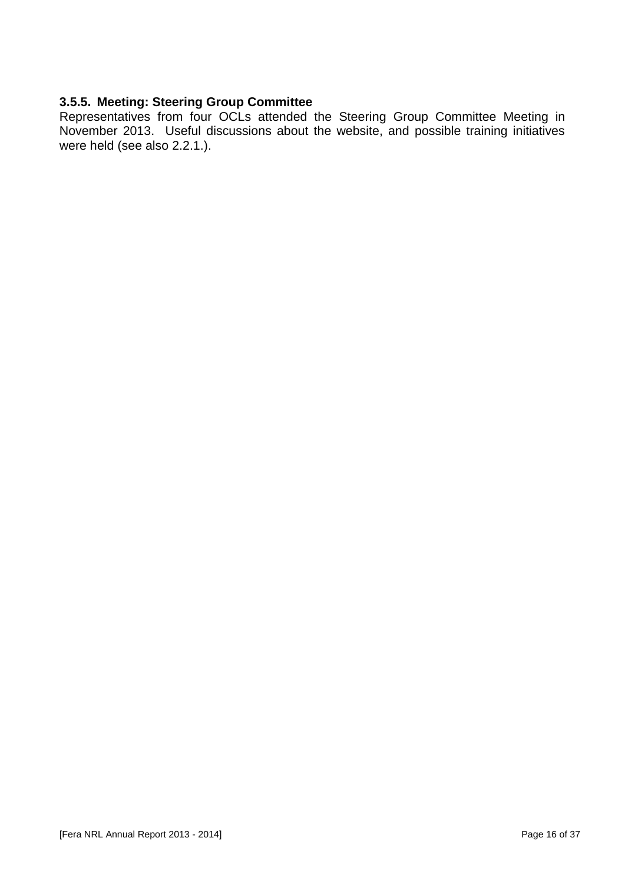### 3.5.5. Meeting: Steering Group Committee

Representatives from four OCLs attended the Steering Group Committee Meeting in November 2013. Useful discussions about the website, and possible training initiatives were held (see also 2.2.1.).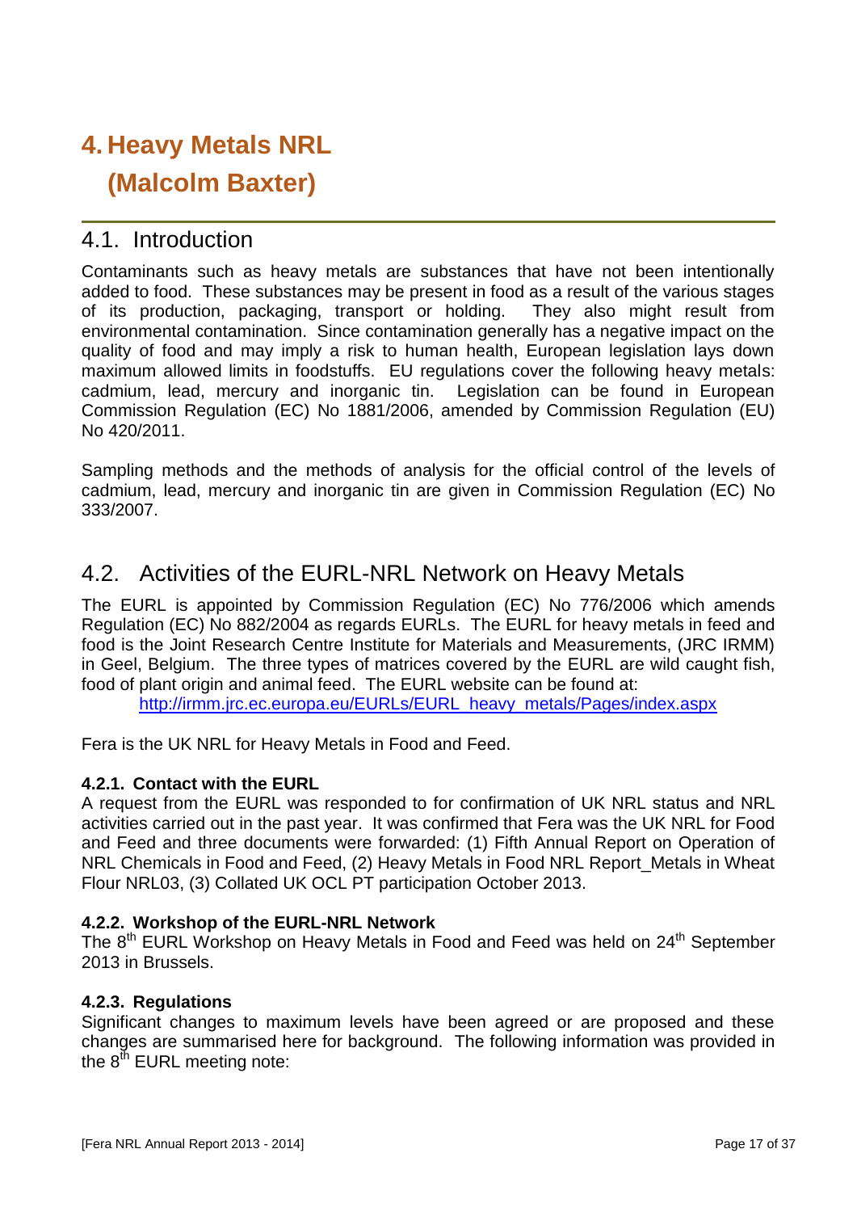# 4. Heavy Metals NRL (Malcolm Baxter)

## 4.1. Introduction

Contaminants such as heavy metals are substances that have not been intentionally added to food. These substances may be present in food as a result of the various stages of its production, packaging, transport or holding. They also might result from environmental contamination. Since contamination generally has a negative impact on the quality of food and may imply a risk to human health, European legislation lays down maximum allowed limits in foodstuffs. EU regulations cover the following heavy metals: cadmium, lead, mercury and inorganic tin. Legislation can be found in European Commission Regulation (EC) No 1881/2006, amended by Commission Regulation (EU) No 420/2011.

Sampling methods and the methods of analysis for the official control of the levels of cadmium, lead, mercury and inorganic tin are given in Commission Regulation (EC) No 333/2007.

## 4.2. Activities of the EURL-NRL Network on Heavy Metals

The EURL is appointed by Commission Regulation (EC) No 776/2006 which amends Regulation (EC) No 882/2004 as regards EURLs. The EURL for heavy metals in feed and food is the Joint Research Centre Institute for Materials and Measurements, (JRC IRMM) in Geel, Belgium. The three types of matrices covered by the EURL are wild caught fish, food of plant origin and animal feed. The EURL website can be found at:

http://irmm.jrc.ec.europa.eu/EURLs/EURL_heavy_metals/Pages/index.aspx

Fera is the UK NRL for Heavy Metals in Food and Feed.

### 4.2.1. Contact with the EURL

A request from the EURL was responded to for confirmation of UK NRL status and NRL activities carried out in the past year. It was confirmed that Fera was the UK NRL for Food and Feed and three documents were forwarded: (1) Fifth Annual Report on Operation of NRL Chemicals in Food and Feed, (2) Heavy Metals in Food NRL Report_Metals in Wheat Flour NRL03, (3) Collated UK OCL PT participation October 2013.

### 4.2.2. Workshop of the EURL-NRL Network

The 8th EURL Workshop on Heavy Metals in Food and Feed was held on 24th September 2013 in Brussels.

### 4.2.3. Regulations

Significant changes to maximum levels have been agreed or are proposed and these changes are summarised here for background. The following information was provided in the 8th EURL meeting note: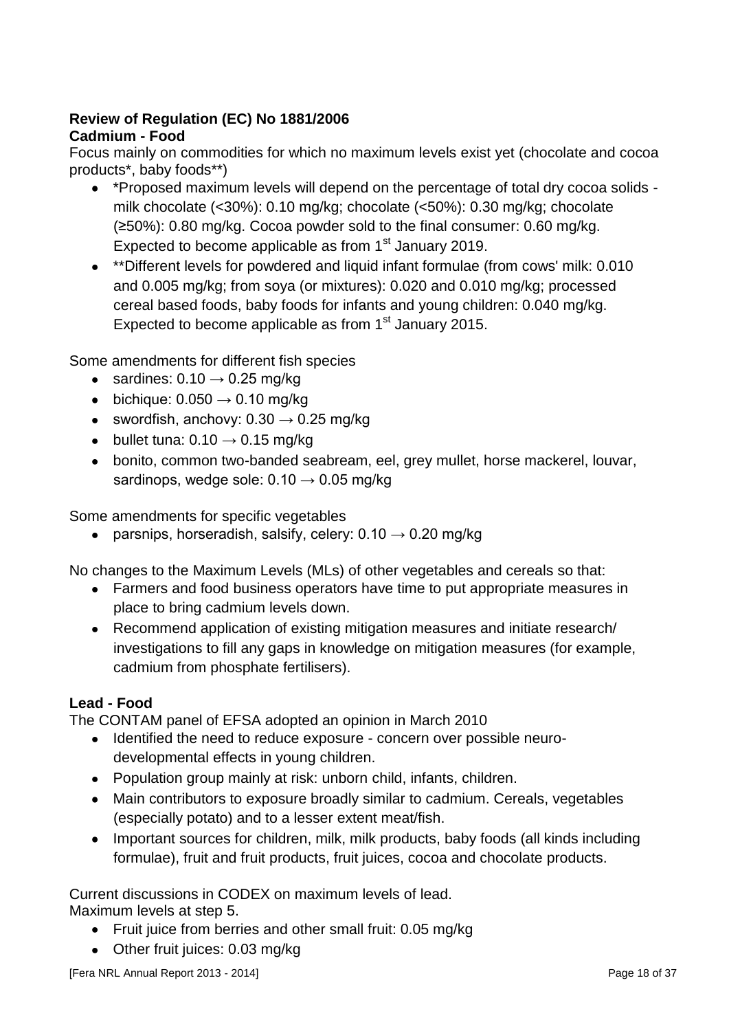**Review of Regulation (EC) No 1881/2006**

**Cadmium - Food**

Focus mainly on commodities for which no maximum levels exist yet (chocolate and cocoa products*, baby foods**)

- *Proposed maximum levels will depend on the percentage of total dry cocoa solids - milk chocolate (<30%): 0.10 mg/kg; chocolate (<50%): 0.30 mg/kg; chocolate (≥50%): 0.80 mg/kg. Cocoa powder sold to the final consumer: 0.60 mg/kg. Expected to become applicable as from 1st January 2019.
- **Different levels for powdered and liquid infant formulae (from cows' milk: 0.010 and 0.005 mg/kg; from soya (or mixtures): 0.020 and 0.010 mg/kg; processed cereal based foods, baby foods for infants and young children: 0.040 mg/kg. Expected to become applicable as from 1st January 2015.

Some amendments for different fish species

- sardines: 0.10 → 0.25 mg/kg
- bichique: 0.050 → 0.10 mg/kg
- swordfish, anchovy: 0.30 → 0.25 mg/kg
- bullet tuna: 0.10 → 0.15 mg/kg
- bonito, common two-banded seabream, eel, grey mullet, horse mackerel, louvar, sardinops, wedge sole: 0.10 → 0.05 mg/kg

Some amendments for specific vegetables

- parsnips, horseradish, salsify, celery: 0.10 → 0.20 mg/kg

No changes to the Maximum Levels (MLs) of other vegetables and cereals so that:

- Farmers and food business operators have time to put appropriate measures in place to bring cadmium levels down.
- Recommend application of existing mitigation measures and initiate research/ investigations to fill any gaps in knowledge on mitigation measures (for example, cadmium from phosphate fertilisers).

**Lead - Food**

The CONTAM panel of EFSA adopted an opinion in March 2010

- Identified the need to reduce exposure - concern over possible neuro-developmental effects in young children.
- Population group mainly at risk: unborn child, infants, children.
- Main contributors to exposure broadly similar to cadmium. Cereals, vegetables (especially potato) and to a lesser extent meat/fish.
- Important sources for children, milk, milk products, baby foods (all kinds including formulae), fruit and fruit products, fruit juices, cocoa and chocolate products.

Current discussions in CODEX on maximum levels of lead.
Maximum levels at step 5.

- Fruit juice from berries and other small fruit: 0.05 mg/kg
- Other fruit juices: 0.03 mg/kg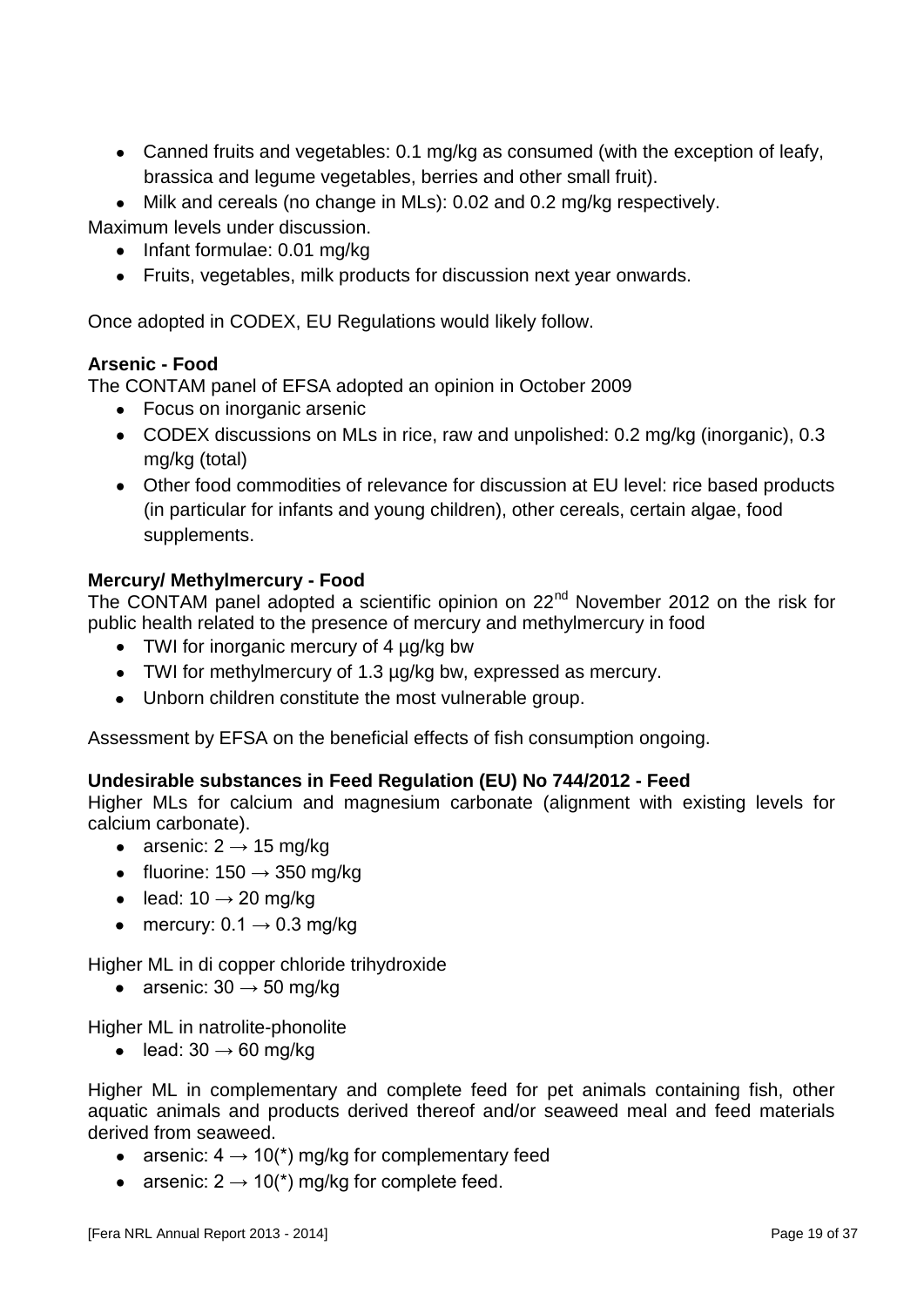- Canned fruits and vegetables: 0.1 mg/kg as consumed (with the exception of leafy, brassica and legume vegetables, berries and other small fruit).
- Milk and cereals (no change in MLs): 0.02 and 0.2 mg/kg respectively.

Maximum levels under discussion.

- Infant formulae: 0.01 mg/kg
- Fruits, vegetables, milk products for discussion next year onwards.

Once adopted in CODEX, EU Regulations would likely follow.

**Arsenic - Food**

The CONTAM panel of EFSA adopted an opinion in October 2009

- Focus on inorganic arsenic
- CODEX discussions on MLs in rice, raw and unpolished: 0.2 mg/kg (inorganic), 0.3 mg/kg (total)
- Other food commodities of relevance for discussion at EU level: rice based products (in particular for infants and young children), other cereals, certain algae, food supplements.

**Mercury/ Methylmercury - Food**

The CONTAM panel adopted a scientific opinion on 22nd November 2012 on the risk for public health related to the presence of mercury and methylmercury in food

- TWI for inorganic mercury of 4 µg/kg bw
- TWI for methylmercury of 1.3 µg/kg bw, expressed as mercury.
- Unborn children constitute the most vulnerable group.

Assessment by EFSA on the beneficial effects of fish consumption ongoing.

**Undesirable substances in Feed Regulation (EU) No 744/2012 - Feed**

Higher MLs for calcium and magnesium carbonate (alignment with existing levels for calcium carbonate).

- arsenic: 2 → 15 mg/kg
- fluorine: 150 → 350 mg/kg
- lead: 10 → 20 mg/kg
- mercury: 0.1 → 0.3 mg/kg

Higher ML in di copper chloride trihydroxide

- arsenic: 30 → 50 mg/kg

Higher ML in natrolite-phonolite

- lead: 30 → 60 mg/kg

Higher ML in complementary and complete feed for pet animals containing fish, other aquatic animals and products derived thereof and/or seaweed meal and feed materials derived from seaweed.

- arsenic: 4 → 10(*) mg/kg for complementary feed
- arsenic: 2 → 10(*) mg/kg for complete feed.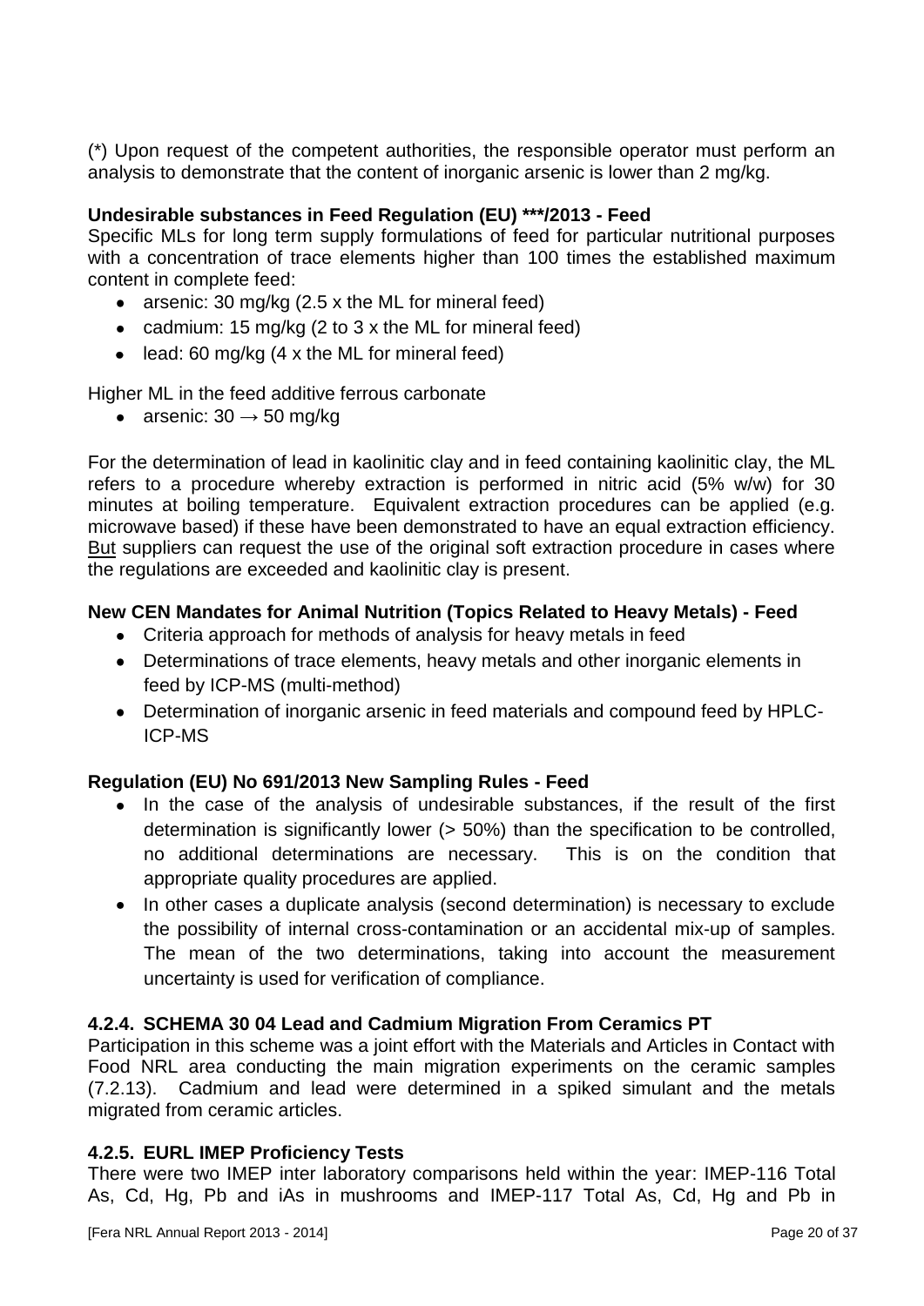(*) Upon request of the competent authorities, the responsible operator must perform an analysis to demonstrate that the content of inorganic arsenic is lower than 2 mg/kg.

**Undesirable substances in Feed Regulation (EU) ***/2013 - Feed**

Specific MLs for long term supply formulations of feed for particular nutritional purposes with a concentration of trace elements higher than 100 times the established maximum content in complete feed:

- arsenic: 30 mg/kg (2.5 x the ML for mineral feed)
- cadmium: 15 mg/kg (2 to 3 x the ML for mineral feed)
- lead: 60 mg/kg (4 x the ML for mineral feed)

Higher ML in the feed additive ferrous carbonate

- arsenic: 30 → 50 mg/kg

For the determination of lead in kaolinitic clay and in feed containing kaolinitic clay, the ML refers to a procedure whereby extraction is performed in nitric acid (5% w/w) for 30 minutes at boiling temperature. Equivalent extraction procedures can be applied (e.g. microwave based) if these have been demonstrated to have an equal extraction efficiency. <u>But</u> suppliers can request the use of the original soft extraction procedure in cases where the regulations are exceeded and kaolinitic clay is present.

**New CEN Mandates for Animal Nutrition (Topics Related to Heavy Metals) - Feed**

- Criteria approach for methods of analysis for heavy metals in feed
- Determinations of trace elements, heavy metals and other inorganic elements in feed by ICP-MS (multi-method)
- Determination of inorganic arsenic in feed materials and compound feed by HPLC-ICP-MS

**Regulation (EU) No 691/2013 New Sampling Rules - Feed**

- In the case of the analysis of undesirable substances, if the result of the first determination is significantly lower (> 50%) than the specification to be controlled, no additional determinations are necessary. This is on the condition that appropriate quality procedures are applied.
- In other cases a duplicate analysis (second determination) is necessary to exclude the possibility of internal cross-contamination or an accidental mix-up of samples. The mean of the two determinations, taking into account the measurement uncertainty is used for verification of compliance.

### 4.2.4. SCHEMA 30 04 Lead and Cadmium Migration From Ceramics PT

Participation in this scheme was a joint effort with the Materials and Articles in Contact with Food NRL area conducting the main migration experiments on the ceramic samples (7.2.13). Cadmium and lead were determined in a spiked simulant and the metals migrated from ceramic articles.

### 4.2.5. EURL IMEP Proficiency Tests

There were two IMEP inter laboratory comparisons held within the year: IMEP-116 Total As, Cd, Hg, Pb and iAs in mushrooms and IMEP-117 Total As, Cd, Hg and Pb in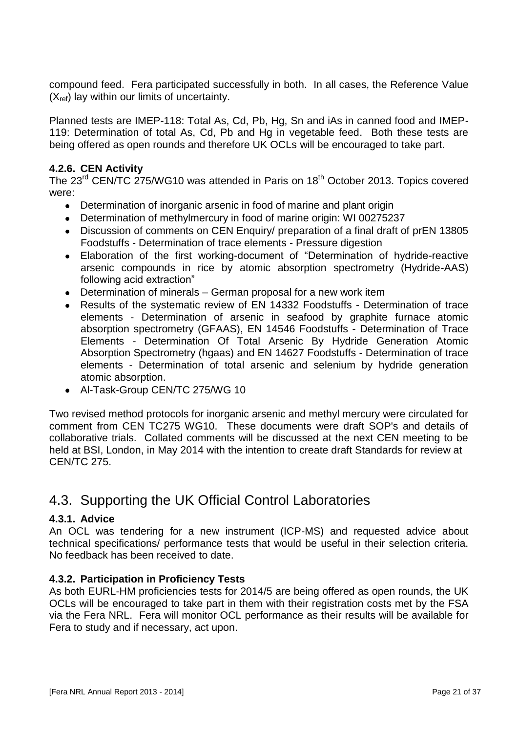compound feed. Fera participated successfully in both. In all cases, the Reference Value ($X_{ref}$) lay within our limits of uncertainty.

Planned tests are IMEP-118: Total As, Cd, Pb, Hg, Sn and iAs in canned food and IMEP-119: Determination of total As, Cd, Pb and Hg in vegetable feed. Both these tests are being offered as open rounds and therefore UK OCLs will be encouraged to take part.

### 4.2.6. CEN Activity

The 23rd CEN/TC 275/WG10 was attended in Paris on 18th October 2013. Topics covered were:

- Determination of inorganic arsenic in food of marine and plant origin
- Determination of methylmercury in food of marine origin: WI 00275237
- Discussion of comments on CEN Enquiry/ preparation of a final draft of prEN 13805 Foodstuffs - Determination of trace elements - Pressure digestion
- Elaboration of the first working-document of "Determination of hydride-reactive arsenic compounds in rice by atomic absorption spectrometry (Hydride-AAS) following acid extraction"
- Determination of minerals – German proposal for a new work item
- Results of the systematic review of EN 14332 Foodstuffs - Determination of trace elements - Determination of arsenic in seafood by graphite furnace atomic absorption spectrometry (GFAAS), EN 14546 Foodstuffs - Determination of Trace Elements - Determination Of Total Arsenic By Hydride Generation Atomic Absorption Spectrometry (hgaas) and EN 14627 Foodstuffs - Determination of trace elements - Determination of total arsenic and selenium by hydride generation atomic absorption.
- Al-Task-Group CEN/TC 275/WG 10

Two revised method protocols for inorganic arsenic and methyl mercury were circulated for comment from CEN TC275 WG10. These documents were draft SOP's and details of collaborative trials. Collated comments will be discussed at the next CEN meeting to be held at BSI, London, in May 2014 with the intention to create draft Standards for review at CEN/TC 275.

## 4.3. Supporting the UK Official Control Laboratories

### 4.3.1. Advice

An OCL was tendering for a new instrument (ICP-MS) and requested advice about technical specifications/ performance tests that would be useful in their selection criteria. No feedback has been received to date.

### 4.3.2. Participation in Proficiency Tests

As both EURL-HM proficiencies tests for 2014/5 are being offered as open rounds, the UK OCLs will be encouraged to take part in them with their registration costs met by the FSA via the Fera NRL. Fera will monitor OCL performance as their results will be available for Fera to study and if necessary, act upon.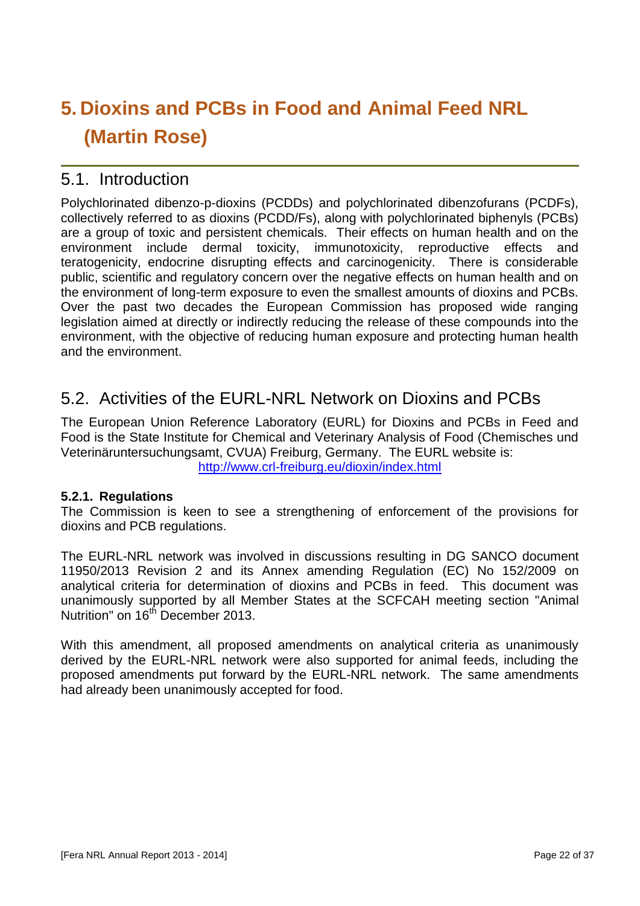# 5. Dioxins and PCBs in Food and Animal Feed NRL (Martin Rose)

## 5.1. Introduction

Polychlorinated dibenzo-p-dioxins (PCDDs) and polychlorinated dibenzofurans (PCDFs), collectively referred to as dioxins (PCDD/Fs), along with polychlorinated biphenyls (PCBs) are a group of toxic and persistent chemicals. Their effects on human health and on the environment include dermal toxicity, immunotoxicity, reproductive effects and teratogenicity, endocrine disrupting effects and carcinogenicity. There is considerable public, scientific and regulatory concern over the negative effects on human health and on the environment of long-term exposure to even the smallest amounts of dioxins and PCBs. Over the past two decades the European Commission has proposed wide ranging legislation aimed at directly or indirectly reducing the release of these compounds into the environment, with the objective of reducing human exposure and protecting human health and the environment.

## 5.2. Activities of the EURL-NRL Network on Dioxins and PCBs

The European Union Reference Laboratory (EURL) for Dioxins and PCBs in Feed and Food is the State Institute for Chemical and Veterinary Analysis of Food (Chemisches und Veterinäruntersuchungsamt, CVUA) Freiburg, Germany. The EURL website is: http://www.crl-freiburg.eu/dioxin/index.html

### 5.2.1. Regulations

The Commission is keen to see a strengthening of enforcement of the provisions for dioxins and PCB regulations.

The EURL-NRL network was involved in discussions resulting in DG SANCO document 11950/2013 Revision 2 and its Annex amending Regulation (EC) No 152/2009 on analytical criteria for determination of dioxins and PCBs in feed. This document was unanimously supported by all Member States at the SCFCAH meeting section "Animal Nutrition" on 16th December 2013.

With this amendment, all proposed amendments on analytical criteria as unanimously derived by the EURL-NRL network were also supported for animal feeds, including the proposed amendments put forward by the EURL-NRL network. The same amendments had already been unanimously accepted for food.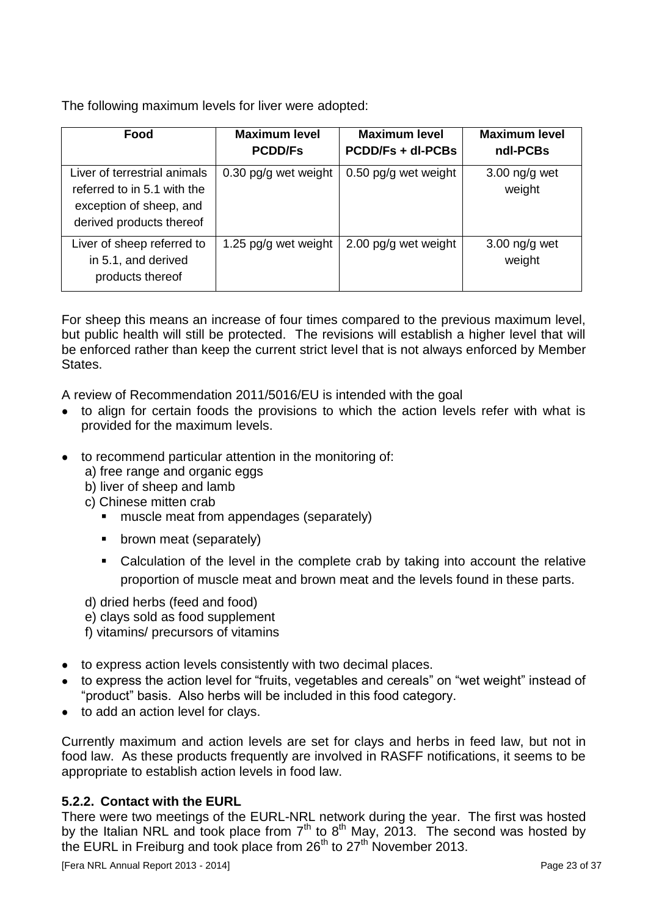The following maximum levels for liver were adopted:

| Food | Maximum level PCDD/Fs | Maximum level PCDD/Fs + dl-PCBs | Maximum level ndl-PCBs |
|---|---|---|---|
| Liver of terrestrial animals referred to in 5.1 with the exception of sheep, and derived products thereof | 0.30 pg/g wet weight | 0.50 pg/g wet weight | 3.00 ng/g wet weight |
| Liver of sheep referred to in 5.1, and derived products thereof | 1.25 pg/g wet weight | 2.00 pg/g wet weight | 3.00 ng/g wet weight |

For sheep this means an increase of four times compared to the previous maximum level, but public health will still be protected. The revisions will establish a higher level that will be enforced rather than keep the current strict level that is not always enforced by Member States.

A review of Recommendation 2011/5016/EU is intended with the goal

- to align for certain foods the provisions to which the action levels refer with what is provided for the maximum levels.
- to recommend particular attention in the monitoring of:
  - a) free range and organic eggs
  - b) liver of sheep and lamb
  - c) Chinese mitten crab
    - muscle meat from appendages (separately)
    - brown meat (separately)
    - Calculation of the level in the complete crab by taking into account the relative proportion of muscle meat and brown meat and the levels found in these parts.
  - d) dried herbs (feed and food)
  - e) clays sold as food supplement
  - f) vitamins/ precursors of vitamins
- to express action levels consistently with two decimal places.
- to express the action level for “fruits, vegetables and cereals” on “wet weight” instead of “product” basis. Also herbs will be included in this food category.
- to add an action level for clays.

Currently maximum and action levels are set for clays and herbs in feed law, but not in food law. As these products frequently are involved in RASFF notifications, it seems to be appropriate to establish action levels in food law.

### 5.2.2. Contact with the EURL

There were two meetings of the EURL-NRL network during the year. The first was hosted by the Italian NRL and took place from 7th to 8th May, 2013. The second was hosted by the EURL in Freiburg and took place from 26th to 27th November 2013.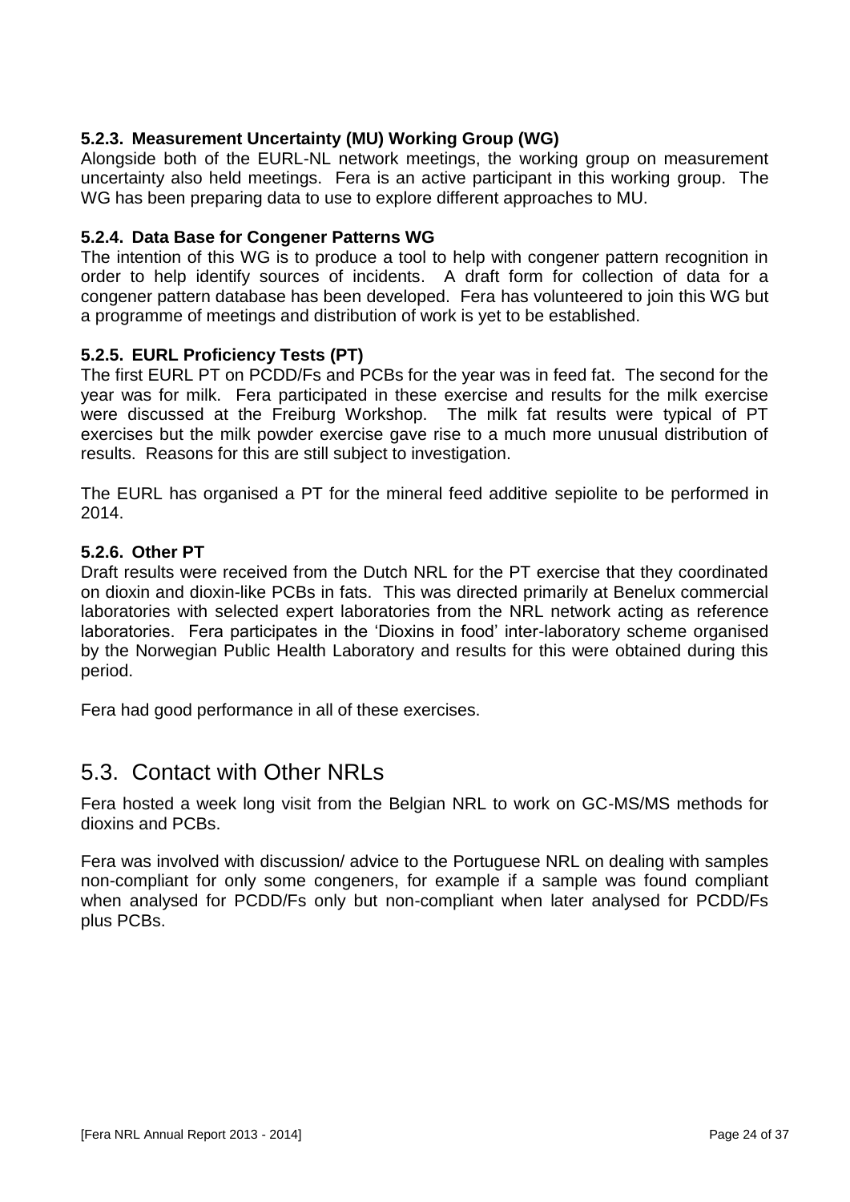#### 5.2.3. Measurement Uncertainty (MU) Working Group (WG)

Alongside both of the EURL-NL network meetings, the working group on measurement uncertainty also held meetings. Fera is an active participant in this working group. The WG has been preparing data to use to explore different approaches to MU.

#### 5.2.4. Data Base for Congener Patterns WG

The intention of this WG is to produce a tool to help with congener pattern recognition in order to help identify sources of incidents. A draft form for collection of data for a congener pattern database has been developed. Fera has volunteered to join this WG but a programme of meetings and distribution of work is yet to be established.

#### 5.2.5. EURL Proficiency Tests (PT)

The first EURL PT on PCDD/Fs and PCBs for the year was in feed fat. The second for the year was for milk. Fera participated in these exercise and results for the milk exercise were discussed at the Freiburg Workshop. The milk fat results were typical of PT exercises but the milk powder exercise gave rise to a much more unusual distribution of results. Reasons for this are still subject to investigation.

The EURL has organised a PT for the mineral feed additive sepiolite to be performed in 2014.

#### 5.2.6. Other PT

Draft results were received from the Dutch NRL for the PT exercise that they coordinated on dioxin and dioxin-like PCBs in fats. This was directed primarily at Benelux commercial laboratories with selected expert laboratories from the NRL network acting as reference laboratories. Fera participates in the 'Dioxins in food' inter-laboratory scheme organised by the Norwegian Public Health Laboratory and results for this were obtained during this period.

Fera had good performance in all of these exercises.

## 5.3. Contact with Other NRLs

Fera hosted a week long visit from the Belgian NRL to work on GC-MS/MS methods for dioxins and PCBs.

Fera was involved with discussion/ advice to the Portuguese NRL on dealing with samples non-compliant for only some congeners, for example if a sample was found compliant when analysed for PCDD/Fs only but non-compliant when later analysed for PCDD/Fs plus PCBs.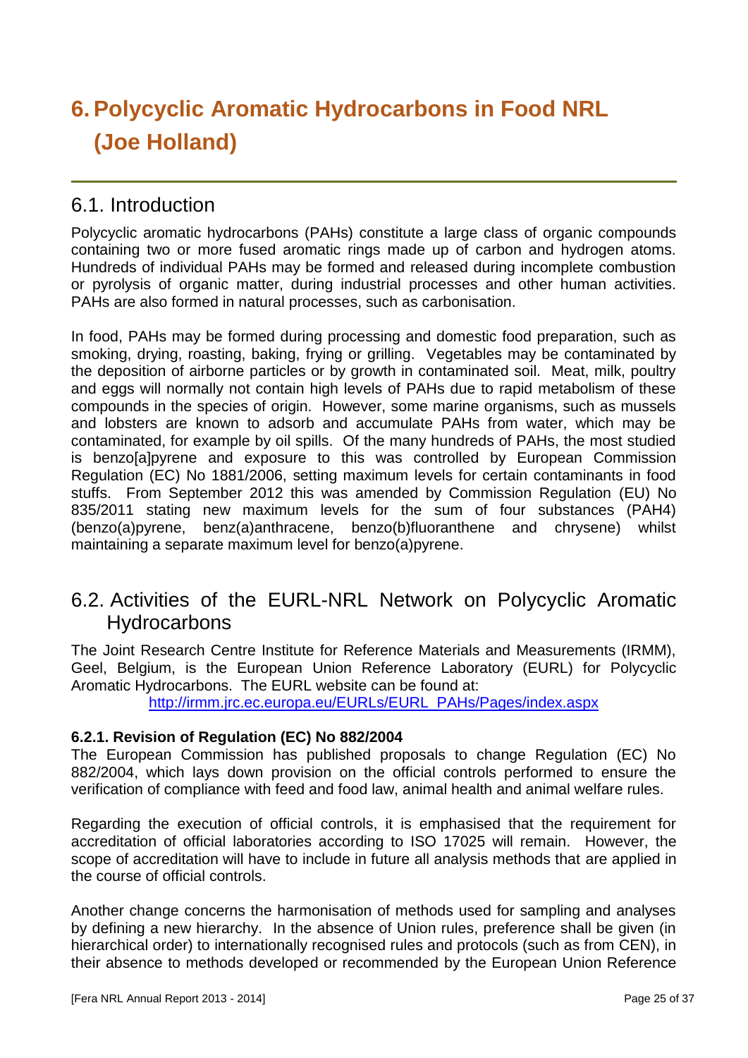# 6. Polycyclic Aromatic Hydrocarbons in Food NRL (Joe Holland)

## 6.1. Introduction

Polycyclic aromatic hydrocarbons (PAHs) constitute a large class of organic compounds containing two or more fused aromatic rings made up of carbon and hydrogen atoms. Hundreds of individual PAHs may be formed and released during incomplete combustion or pyrolysis of organic matter, during industrial processes and other human activities. PAHs are also formed in natural processes, such as carbonisation.

In food, PAHs may be formed during processing and domestic food preparation, such as smoking, drying, roasting, baking, frying or grilling. Vegetables may be contaminated by the deposition of airborne particles or by growth in contaminated soil. Meat, milk, poultry and eggs will normally not contain high levels of PAHs due to rapid metabolism of these compounds in the species of origin. However, some marine organisms, such as mussels and lobsters are known to adsorb and accumulate PAHs from water, which may be contaminated, for example by oil spills. Of the many hundreds of PAHs, the most studied is benzo[a]pyrene and exposure to this was controlled by European Commission Regulation (EC) No 1881/2006, setting maximum levels for certain contaminants in food stuffs. From September 2012 this was amended by Commission Regulation (EU) No 835/2011 stating new maximum levels for the sum of four substances (PAH4) (benzo(a)pyrene, benz(a)anthracene, benzo(b)fluoranthene and chrysene) whilst maintaining a separate maximum level for benzo(a)pyrene.

## 6.2. Activities of the EURL-NRL Network on Polycyclic Aromatic Hydrocarbons

The Joint Research Centre Institute for Reference Materials and Measurements (IRMM), Geel, Belgium, is the European Union Reference Laboratory (EURL) for Polycyclic Aromatic Hydrocarbons. The EURL website can be found at: [http://irmm.jrc.ec.europa.eu/EURLs/EURL_PAHs/Pages/index.aspx](http://irmm.jrc.ec.europa.eu/EURLs/EURL_PAHs/Pages/index.aspx)

### 6.2.1. Revision of Regulation (EC) No 882/2004

The European Commission has published proposals to change Regulation (EC) No 882/2004, which lays down provision on the official controls performed to ensure the verification of compliance with feed and food law, animal health and animal welfare rules.

Regarding the execution of official controls, it is emphasised that the requirement for accreditation of official laboratories according to ISO 17025 will remain. However, the scope of accreditation will have to include in future all analysis methods that are applied in the course of official controls.

Another change concerns the harmonisation of methods used for sampling and analyses by defining a new hierarchy. In the absence of Union rules, preference shall be given (in hierarchical order) to internationally recognised rules and protocols (such as from CEN), in their absence to methods developed or recommended by the European Union Reference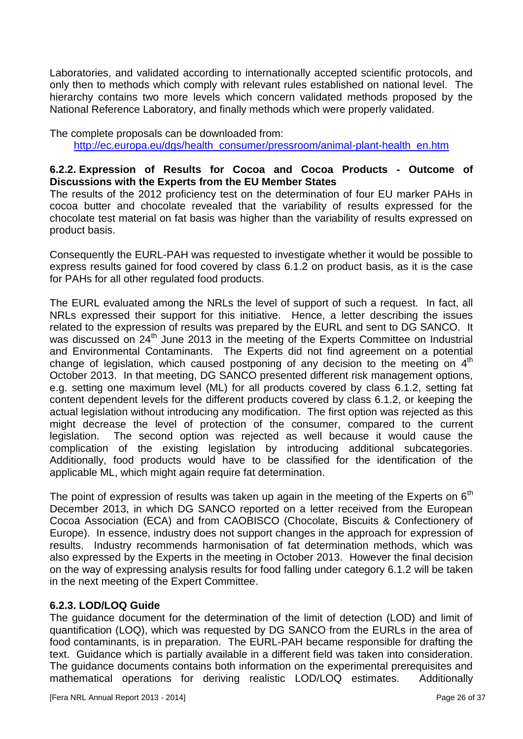Laboratories, and validated according to internationally accepted scientific protocols, and only then to methods which comply with relevant rules established on national level. The hierarchy contains two more levels which concern validated methods proposed by the National Reference Laboratory, and finally methods which were properly validated.

The complete proposals can be downloaded from:
http://ec.europa.eu/dgs/health_consumer/pressroom/animal-plant-health_en.htm

### 6.2.2. Expression of Results for Cocoa and Cocoa Products - Outcome of Discussions with the Experts from the EU Member States

The results of the 2012 proficiency test on the determination of four EU marker PAHs in cocoa butter and chocolate revealed that the variability of results expressed for the chocolate test material on fat basis was higher than the variability of results expressed on product basis.

Consequently the EURL-PAH was requested to investigate whether it would be possible to express results gained for food covered by class 6.1.2 on product basis, as it is the case for PAHs for all other regulated food products.

The EURL evaluated among the NRLs the level of support of such a request. In fact, all NRLs expressed their support for this initiative. Hence, a letter describing the issues related to the expression of results was prepared by the EURL and sent to DG SANCO. It was discussed on 24th June 2013 in the meeting of the Experts Committee on Industrial and Environmental Contaminants. The Experts did not find agreement on a potential change of legislation, which caused postponing of any decision to the meeting on 4th October 2013. In that meeting, DG SANCO presented different risk management options, e.g. setting one maximum level (ML) for all products covered by class 6.1.2, setting fat content dependent levels for the different products covered by class 6.1.2, or keeping the actual legislation without introducing any modification. The first option was rejected as this might decrease the level of protection of the consumer, compared to the current legislation. The second option was rejected as well because it would cause the complication of the existing legislation by introducing additional subcategories. Additionally, food products would have to be classified for the identification of the applicable ML, which might again require fat determination.

The point of expression of results was taken up again in the meeting of the Experts on 6th December 2013, in which DG SANCO reported on a letter received from the European Cocoa Association (ECA) and from CAOBISCO (Chocolate, Biscuits & Confectionery of Europe). In essence, industry does not support changes in the approach for expression of results. Industry recommends harmonisation of fat determination methods, which was also expressed by the Experts in the meeting in October 2013. However the final decision on the way of expressing analysis results for food falling under category 6.1.2 will be taken in the next meeting of the Expert Committee.

### 6.2.3. LOD/LOQ Guide

The guidance document for the determination of the limit of detection (LOD) and limit of quantification (LOQ), which was requested by DG SANCO from the EURLs in the area of food contaminants, is in preparation. The EURL-PAH became responsible for drafting the text. Guidance which is partially available in a different field was taken into consideration. The guidance documents contains both information on the experimental prerequisites and mathematical operations for deriving realistic LOD/LOQ estimates. Additionally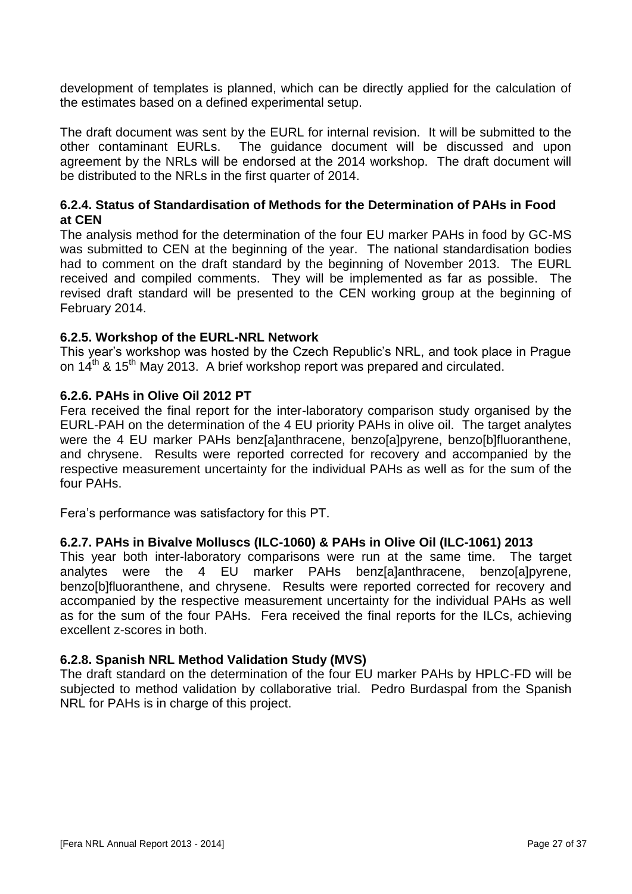development of templates is planned, which can be directly applied for the calculation of the estimates based on a defined experimental setup.

The draft document was sent by the EURL for internal revision. It will be submitted to the other contaminant EURLs. The guidance document will be discussed and upon agreement by the NRLs will be endorsed at the 2014 workshop. The draft document will be distributed to the NRLs in the first quarter of 2014.

### 6.2.4. Status of Standardisation of Methods for the Determination of PAHs in Food at CEN

The analysis method for the determination of the four EU marker PAHs in food by GC-MS was submitted to CEN at the beginning of the year. The national standardisation bodies had to comment on the draft standard by the beginning of November 2013. The EURL received and compiled comments. They will be implemented as far as possible. The revised draft standard will be presented to the CEN working group at the beginning of February 2014.

### 6.2.5. Workshop of the EURL-NRL Network

This year's workshop was hosted by the Czech Republic's NRL, and took place in Prague on 14th & 15th May 2013. A brief workshop report was prepared and circulated.

### 6.2.6. PAHs in Olive Oil 2012 PT

Fera received the final report for the inter-laboratory comparison study organised by the EURL-PAH on the determination of the 4 EU priority PAHs in olive oil. The target analytes were the 4 EU marker PAHs benz[a]anthracene, benzo[a]pyrene, benzo[b]fluoranthene, and chrysene. Results were reported corrected for recovery and accompanied by the respective measurement uncertainty for the individual PAHs as well as for the sum of the four PAHs.

Fera's performance was satisfactory for this PT.

### 6.2.7. PAHs in Bivalve Molluscs (ILC-1060) & PAHs in Olive Oil (ILC-1061) 2013

This year both inter-laboratory comparisons were run at the same time. The target analytes were the 4 EU marker PAHs benz[a]anthracene, benzo[a]pyrene, benzo[b]fluoranthene, and chrysene. Results were reported corrected for recovery and accompanied by the respective measurement uncertainty for the individual PAHs as well as for the sum of the four PAHs. Fera received the final reports for the ILCs, achieving excellent z-scores in both.

### 6.2.8. Spanish NRL Method Validation Study (MVS)

The draft standard on the determination of the four EU marker PAHs by HPLC-FD will be subjected to method validation by collaborative trial. Pedro Burdaspal from the Spanish NRL for PAHs is in charge of this project.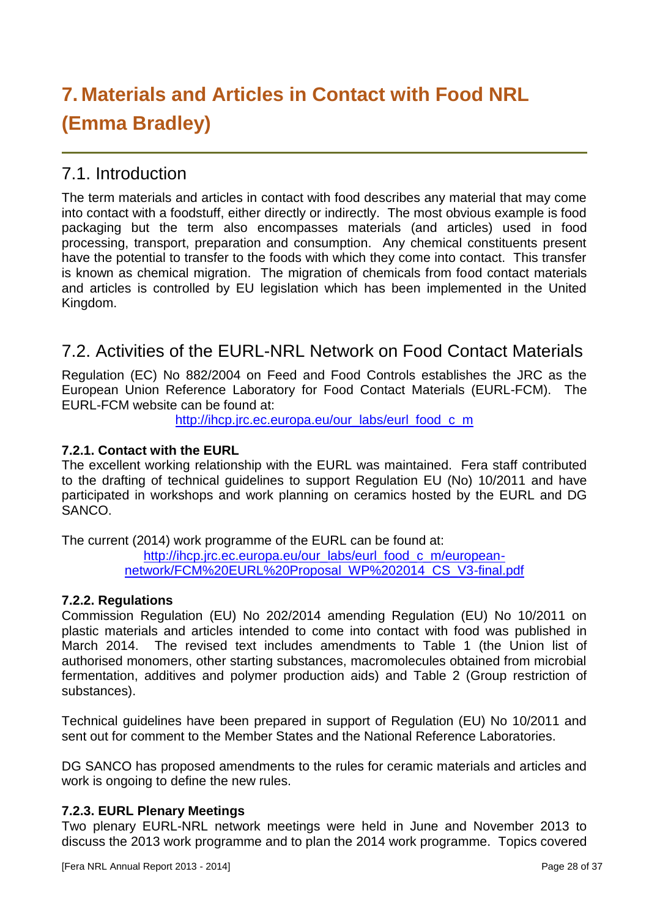# 7. Materials and Articles in Contact with Food NRL (Emma Bradley)

## 7.1. Introduction

The term materials and articles in contact with food describes any material that may come into contact with a foodstuff, either directly or indirectly. The most obvious example is food packaging but the term also encompasses materials (and articles) used in food processing, transport, preparation and consumption. Any chemical constituents present have the potential to transfer to the foods with which they come into contact. This transfer is known as chemical migration. The migration of chemicals from food contact materials and articles is controlled by EU legislation which has been implemented in the United Kingdom.

## 7.2. Activities of the EURL-NRL Network on Food Contact Materials

Regulation (EC) No 882/2004 on Feed and Food Controls establishes the JRC as the European Union Reference Laboratory for Food Contact Materials (EURL-FCM). The EURL-FCM website can be found at:

http://ihcp.jrc.ec.europa.eu/our_labs/eurl_food_c_m

### 7.2.1. Contact with the EURL

The excellent working relationship with the EURL was maintained. Fera staff contributed to the drafting of technical guidelines to support Regulation EU (No) 10/2011 and have participated in workshops and work planning on ceramics hosted by the EURL and DG SANCO.

The current (2014) work programme of the EURL can be found at:

http://ihcp.jrc.ec.europa.eu/our_labs/eurl_food_c_m/european-network/FCM%20EURL%20Proposal_WP%202014_CS_V3-final.pdf

### 7.2.2. Regulations

Commission Regulation (EU) No 202/2014 amending Regulation (EU) No 10/2011 on plastic materials and articles intended to come into contact with food was published in March 2014. The revised text includes amendments to Table 1 (the Union list of authorised monomers, other starting substances, macromolecules obtained from microbial fermentation, additives and polymer production aids) and Table 2 (Group restriction of substances).

Technical guidelines have been prepared in support of Regulation (EU) No 10/2011 and sent out for comment to the Member States and the National Reference Laboratories.

DG SANCO has proposed amendments to the rules for ceramic materials and articles and work is ongoing to define the new rules.

### 7.2.3. EURL Plenary Meetings

Two plenary EURL-NRL network meetings were held in June and November 2013 to discuss the 2013 work programme and to plan the 2014 work programme. Topics covered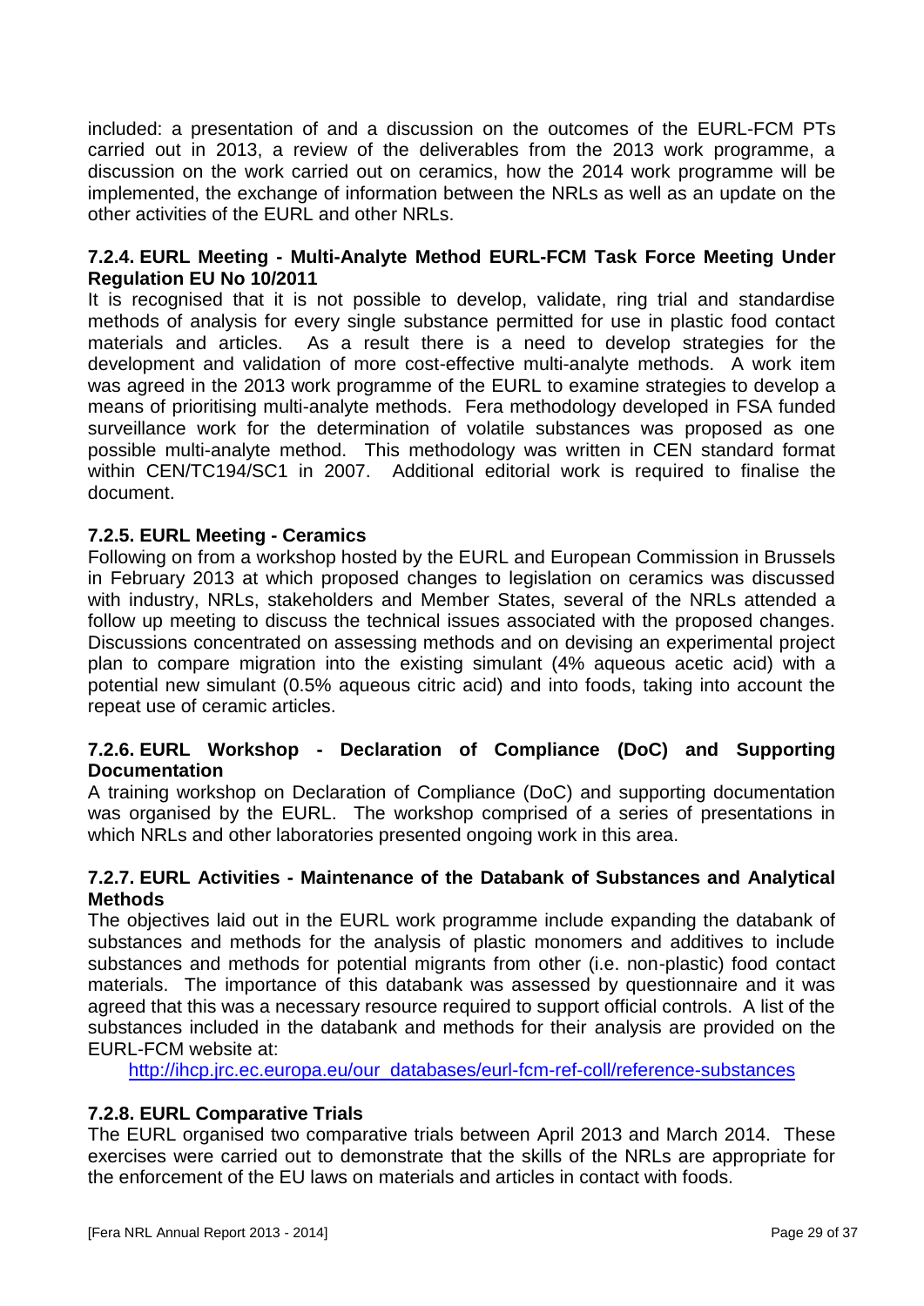included: a presentation of and a discussion on the outcomes of the EURL-FCM PTs carried out in 2013, a review of the deliverables from the 2013 work programme, a discussion on the work carried out on ceramics, how the 2014 work programme will be implemented, the exchange of information between the NRLs as well as an update on the other activities of the EURL and other NRLs.

### 7.2.4. EURL Meeting - Multi-Analyte Method EURL-FCM Task Force Meeting Under Regulation EU No 10/2011

It is recognised that it is not possible to develop, validate, ring trial and standardise methods of analysis for every single substance permitted for use in plastic food contact materials and articles. As a result there is a need to develop strategies for the development and validation of more cost-effective multi-analyte methods. A work item was agreed in the 2013 work programme of the EURL to examine strategies to develop a means of prioritising multi-analyte methods. Fera methodology developed in FSA funded surveillance work for the determination of volatile substances was proposed as one possible multi-analyte method. This methodology was written in CEN standard format within CEN/TC194/SC1 in 2007. Additional editorial work is required to finalise the document.

### 7.2.5. EURL Meeting - Ceramics

Following on from a workshop hosted by the EURL and European Commission in Brussels in February 2013 at which proposed changes to legislation on ceramics was discussed with industry, NRLs, stakeholders and Member States, several of the NRLs attended a follow up meeting to discuss the technical issues associated with the proposed changes. Discussions concentrated on assessing methods and on devising an experimental project plan to compare migration into the existing simulant (4% aqueous acetic acid) with a potential new simulant (0.5% aqueous citric acid) and into foods, taking into account the repeat use of ceramic articles.

### 7.2.6. EURL Workshop - Declaration of Compliance (DoC) and Supporting Documentation

A training workshop on Declaration of Compliance (DoC) and supporting documentation was organised by the EURL. The workshop comprised of a series of presentations in which NRLs and other laboratories presented ongoing work in this area.

### 7.2.7. EURL Activities - Maintenance of the Databank of Substances and Analytical Methods

The objectives laid out in the EURL work programme include expanding the databank of substances and methods for the analysis of plastic monomers and additives to include substances and methods for potential migrants from other (i.e. non-plastic) food contact materials. The importance of this databank was assessed by questionnaire and it was agreed that this was a necessary resource required to support official controls. A list of the substances included in the databank and methods for their analysis are provided on the EURL-FCM website at:

http://ihcp.jrc.ec.europa.eu/our_databases/eurl-fcm-ref-coll/reference-substances

### 7.2.8. EURL Comparative Trials

The EURL organised two comparative trials between April 2013 and March 2014. These exercises were carried out to demonstrate that the skills of the NRLs are appropriate for the enforcement of the EU laws on materials and articles in contact with foods.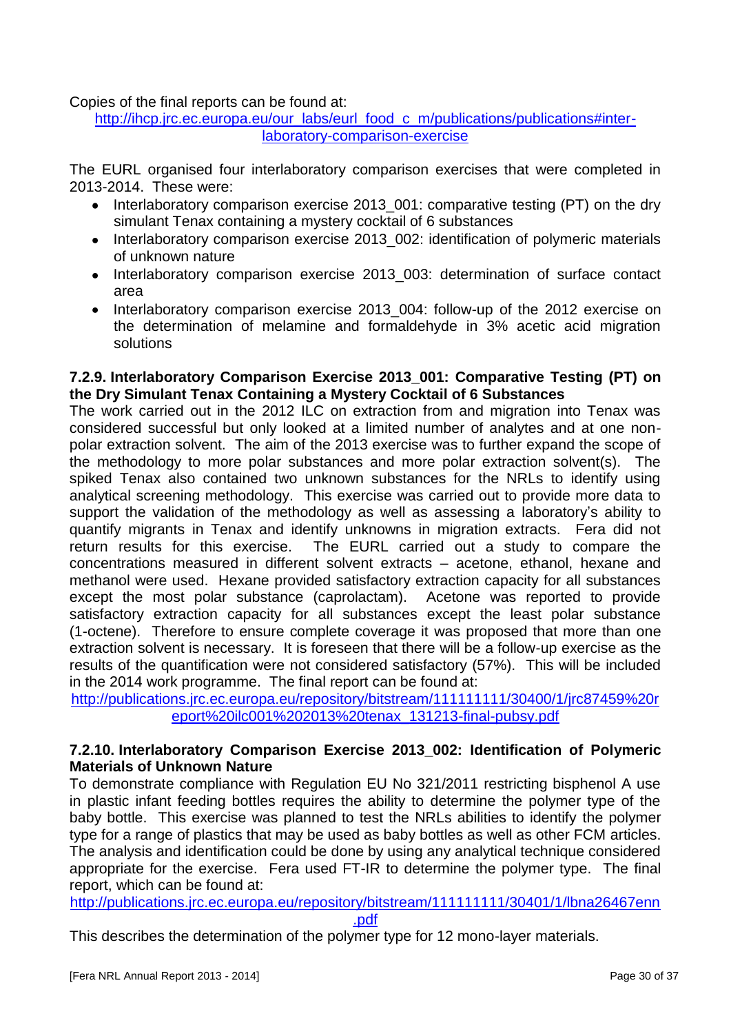Copies of the final reports can be found at:
http://ihcp.jrc.ec.europa.eu/our_labs/eurl_food_c_m/publications/publications#inter-laboratory-comparison-exercise

The EURL organised four interlaboratory comparison exercises that were completed in 2013-2014. These were:

- Interlaboratory comparison exercise 2013_001: comparative testing (PT) on the dry simulant Tenax containing a mystery cocktail of 6 substances
- Interlaboratory comparison exercise 2013_002: identification of polymeric materials of unknown nature
- Interlaboratory comparison exercise 2013_003: determination of surface contact area
- Interlaboratory comparison exercise 2013_004: follow-up of the 2012 exercise on the determination of melamine and formaldehyde in 3% acetic acid migration solutions

### 7.2.9. Interlaboratory Comparison Exercise 2013_001: Comparative Testing (PT) on the Dry Simulant Tenax Containing a Mystery Cocktail of 6 Substances

The work carried out in the 2012 ILC on extraction from and migration into Tenax was considered successful but only looked at a limited number of analytes and at one non-polar extraction solvent. The aim of the 2013 exercise was to further expand the scope of the methodology to more polar substances and more polar extraction solvent(s). The spiked Tenax also contained two unknown substances for the NRLs to identify using analytical screening methodology. This exercise was carried out to provide more data to support the validation of the methodology as well as assessing a laboratory's ability to quantify migrants in Tenax and identify unknowns in migration extracts. Fera did not return results for this exercise. The EURL carried out a study to compare the concentrations measured in different solvent extracts – acetone, ethanol, hexane and methanol were used. Hexane provided satisfactory extraction capacity for all substances except the most polar substance (caprolactam). Acetone was reported to provide satisfactory extraction capacity for all substances except the least polar substance (1-octene). Therefore to ensure complete coverage it was proposed that more than one extraction solvent is necessary. It is foreseen that there will be a follow-up exercise as the results of the quantification were not considered satisfactory (57%). This will be included in the 2014 work programme. The final report can be found at:
http://publications.jrc.ec.europa.eu/repository/bitstream/111111111/30400/1/jrc87459%20report%20ilc001%202013%20tenax_131213-final-pubsy.pdf

### 7.2.10. Interlaboratory Comparison Exercise 2013_002: Identification of Polymeric Materials of Unknown Nature

To demonstrate compliance with Regulation EU No 321/2011 restricting bisphenol A use in plastic infant feeding bottles requires the ability to determine the polymer type of the baby bottle. This exercise was planned to test the NRLs abilities to identify the polymer type for a range of plastics that may be used as baby bottles as well as other FCM articles. The analysis and identification could be done by using any analytical technique considered appropriate for the exercise. Fera used FT-IR to determine the polymer type. The final report, which can be found at:
http://publications.jrc.ec.europa.eu/repository/bitstream/111111111/30401/1/lbna26467enn.pdf

This describes the determination of the polymer type for 12 mono-layer materials.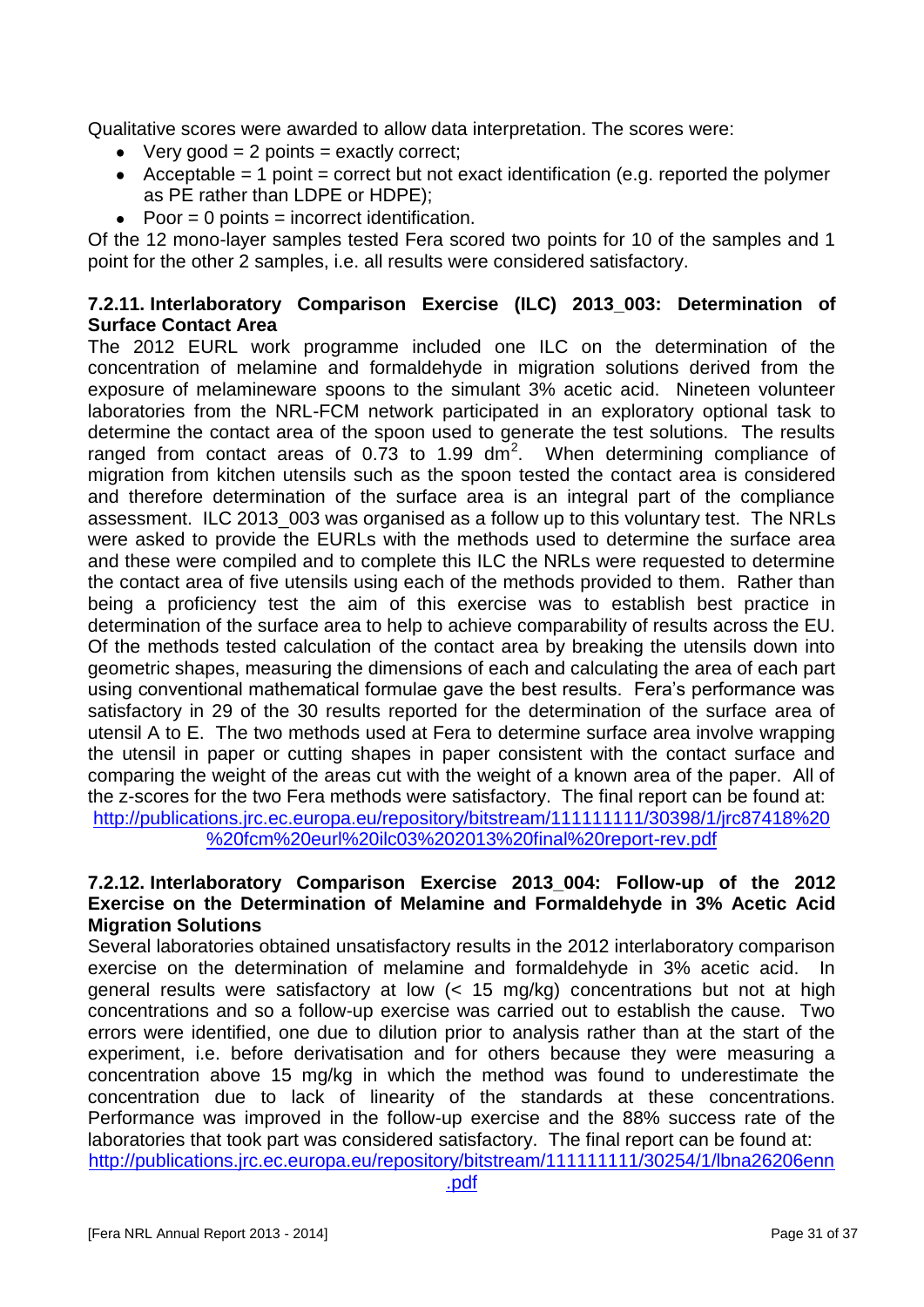Qualitative scores were awarded to allow data interpretation. The scores were:

- Very good = 2 points = exactly correct;
- Acceptable = 1 point = correct but not exact identification (e.g. reported the polymer as PE rather than LDPE or HDPE);
- Poor = 0 points = incorrect identification.

Of the 12 mono-layer samples tested Fera scored two points for 10 of the samples and 1 point for the other 2 samples, i.e. all results were considered satisfactory.

### 7.2.11. Interlaboratory Comparison Exercise (ILC) 2013_003: Determination of Surface Contact Area

The 2012 EURL work programme included one ILC on the determination of the concentration of melamine and formaldehyde in migration solutions derived from the exposure of melamineware spoons to the simulant 3% acetic acid. Nineteen volunteer laboratories from the NRL-FCM network participated in an exploratory optional task to determine the contact area of the spoon used to generate the test solutions. The results ranged from contact areas of 0.73 to 1.99 $dm^2$. When determining compliance of migration from kitchen utensils such as the spoon tested the contact area is considered and therefore determination of the surface area is an integral part of the compliance assessment. ILC 2013_003 was organised as a follow up to this voluntary test. The NRLs were asked to provide the EURLs with the methods used to determine the surface area and these were compiled and to complete this ILC the NRLs were requested to determine the contact area of five utensils using each of the methods provided to them. Rather than being a proficiency test the aim of this exercise was to establish best practice in determination of the surface area to help to achieve comparability of results across the EU. Of the methods tested calculation of the contact area by breaking the utensils down into geometric shapes, measuring the dimensions of each and calculating the area of each part using conventional mathematical formulae gave the best results. Fera's performance was satisfactory in 29 of the 30 results reported for the determination of the surface area of utensil A to E. The two methods used at Fera to determine surface area involve wrapping the utensil in paper or cutting shapes in paper consistent with the contact surface and comparing the weight of the areas cut with the weight of a known area of the paper. All of the z-scores for the two Fera methods were satisfactory. The final report can be found at: http://publications.jrc.ec.europa.eu/repository/bitstream/111111111/30398/1/jrc87418%20%20fcm%20eurl%20ilc03%202013%20final%20report-rev.pdf

### 7.2.12. Interlaboratory Comparison Exercise 2013_004: Follow-up of the 2012 Exercise on the Determination of Melamine and Formaldehyde in 3% Acetic Acid Migration Solutions

Several laboratories obtained unsatisfactory results in the 2012 interlaboratory comparison exercise on the determination of melamine and formaldehyde in 3% acetic acid. In general results were satisfactory at low (< 15 mg/kg) concentrations but not at high concentrations and so a follow-up exercise was carried out to establish the cause. Two errors were identified, one due to dilution prior to analysis rather than at the start of the experiment, i.e. before derivatisation and for others because they were measuring a concentration above 15 mg/kg in which the method was found to underestimate the concentration due to lack of linearity of the standards at these concentrations. Performance was improved in the follow-up exercise and the 88% success rate of the laboratories that took part was considered satisfactory. The final report can be found at: http://publications.jrc.ec.europa.eu/repository/bitstream/111111111/30254/1/lbna26206enn.pdf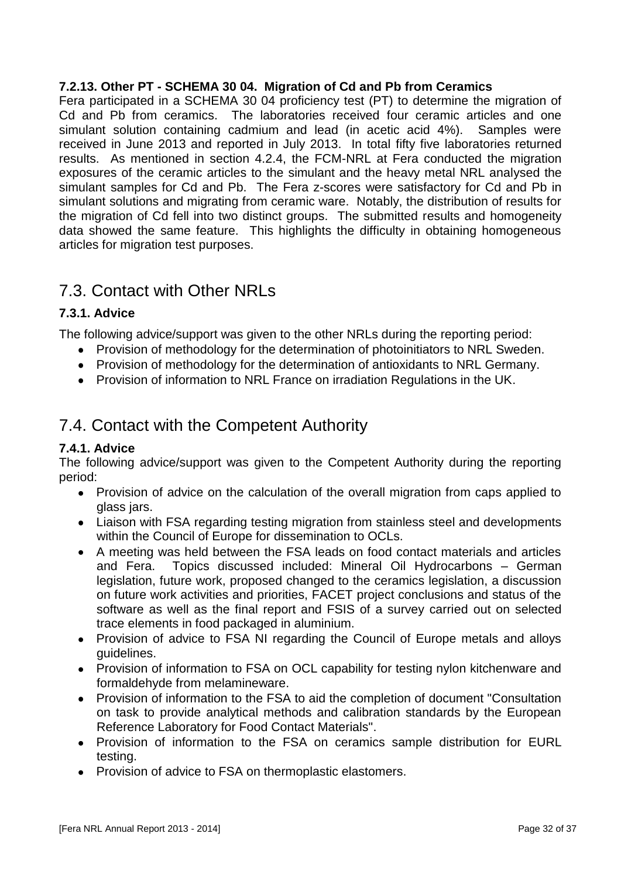#### 7.2.13. Other PT - SCHEMA 30 04. Migration of Cd and Pb from Ceramics

Fera participated in a SCHEMA 30 04 proficiency test (PT) to determine the migration of Cd and Pb from ceramics. The laboratories received four ceramic articles and one simulant solution containing cadmium and lead (in acetic acid 4%). Samples were received in June 2013 and reported in July 2013. In total fifty five laboratories returned results. As mentioned in section 4.2.4, the FCM-NRL at Fera conducted the migration exposures of the ceramic articles to the simulant and the heavy metal NRL analysed the simulant samples for Cd and Pb. The Fera z-scores were satisfactory for Cd and Pb in simulant solutions and migrating from ceramic ware. Notably, the distribution of results for the migration of Cd fell into two distinct groups. The submitted results and homogeneity data showed the same feature. This highlights the difficulty in obtaining homogeneous articles for migration test purposes.

## 7.3. Contact with Other NRLs

#### 7.3.1. Advice

The following advice/support was given to the other NRLs during the reporting period:

- Provision of methodology for the determination of photoinitiators to NRL Sweden.
- Provision of methodology for the determination of antioxidants to NRL Germany.
- Provision of information to NRL France on irradiation Regulations in the UK.

## 7.4. Contact with the Competent Authority

#### 7.4.1. Advice

The following advice/support was given to the Competent Authority during the reporting period:

- Provision of advice on the calculation of the overall migration from caps applied to glass jars.
- Liaison with FSA regarding testing migration from stainless steel and developments within the Council of Europe for dissemination to OCLs.
- A meeting was held between the FSA leads on food contact materials and articles and Fera. Topics discussed included: Mineral Oil Hydrocarbons – German legislation, future work, proposed changed to the ceramics legislation, a discussion on future work activities and priorities, FACET project conclusions and status of the software as well as the final report and FSIS of a survey carried out on selected trace elements in food packaged in aluminium.
- Provision of advice to FSA NI regarding the Council of Europe metals and alloys guidelines.
- Provision of information to FSA on OCL capability for testing nylon kitchenware and formaldehyde from melamineware.
- Provision of information to the FSA to aid the completion of document "Consultation on task to provide analytical methods and calibration standards by the European Reference Laboratory for Food Contact Materials".
- Provision of information to the FSA on ceramics sample distribution for EURL testing.
- Provision of advice to FSA on thermoplastic elastomers.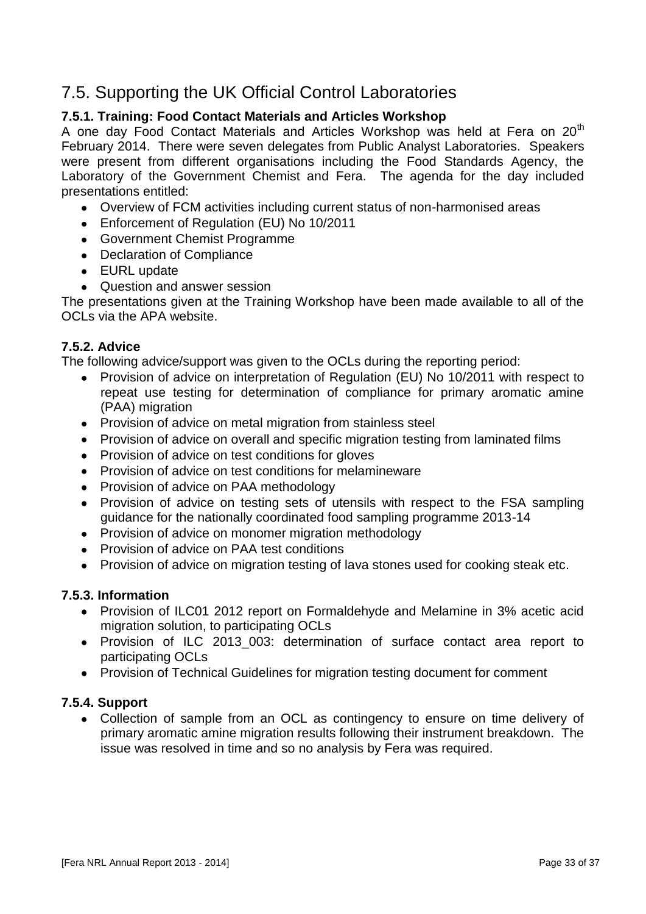## 7.5. Supporting the UK Official Control Laboratories

### 7.5.1. Training: Food Contact Materials and Articles Workshop

A one day Food Contact Materials and Articles Workshop was held at Fera on 20th February 2014. There were seven delegates from Public Analyst Laboratories. Speakers were present from different organisations including the Food Standards Agency, the Laboratory of the Government Chemist and Fera. The agenda for the day included presentations entitled:

- Overview of FCM activities including current status of non-harmonised areas
- Enforcement of Regulation (EU) No 10/2011
- Government Chemist Programme
- Declaration of Compliance
- EURL update
- Question and answer session

The presentations given at the Training Workshop have been made available to all of the OCLs via the APA website.

### 7.5.2. Advice

The following advice/support was given to the OCLs during the reporting period:

- Provision of advice on interpretation of Regulation (EU) No 10/2011 with respect to repeat use testing for determination of compliance for primary aromatic amine (PAA) migration
- Provision of advice on metal migration from stainless steel
- Provision of advice on overall and specific migration testing from laminated films
- Provision of advice on test conditions for gloves
- Provision of advice on test conditions for melamineware
- Provision of advice on PAA methodology
- Provision of advice on testing sets of utensils with respect to the FSA sampling guidance for the nationally coordinated food sampling programme 2013-14
- Provision of advice on monomer migration methodology
- Provision of advice on PAA test conditions
- Provision of advice on migration testing of lava stones used for cooking steak etc.

### 7.5.3. Information

- Provision of ILC01 2012 report on Formaldehyde and Melamine in 3% acetic acid migration solution, to participating OCLs
- Provision of ILC 2013_003: determination of surface contact area report to participating OCLs
- Provision of Technical Guidelines for migration testing document for comment

### 7.5.4. Support

- Collection of sample from an OCL as contingency to ensure on time delivery of primary aromatic amine migration results following their instrument breakdown. The issue was resolved in time and so no analysis by Fera was required.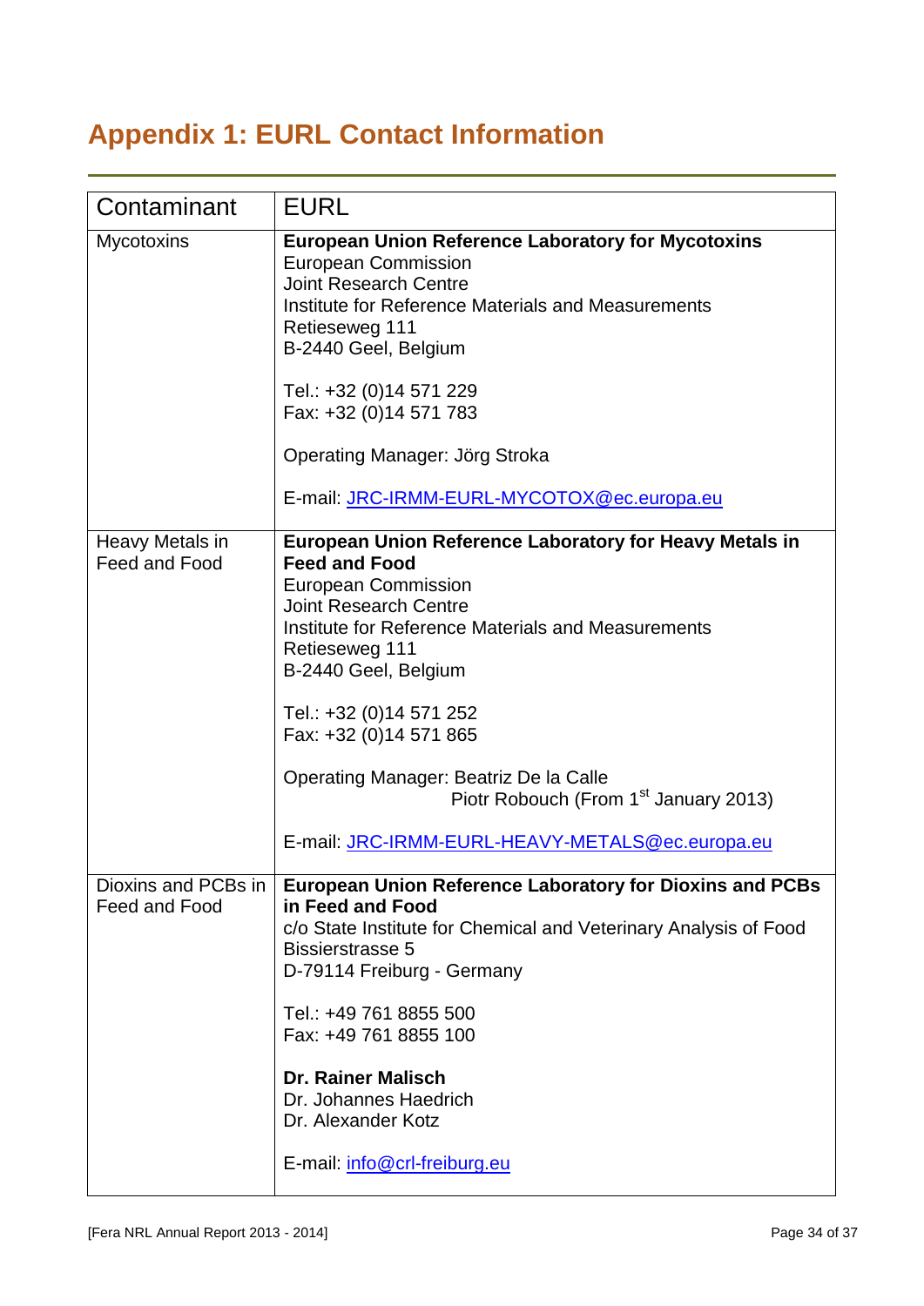# Appendix 1: EURL Contact Information

| Contaminant | EURL |
|---|---|
| Mycotoxins | **European Union Reference Laboratory for Mycotoxins**<br>European Commission<br>Joint Research Centre<br>Institute for Reference Materials and Measurements<br>Retieseweg 111<br>B-2440 Geel, Belgium<br><br>Tel.: +32 (0)14 571 229<br>Fax: +32 (0)14 571 783<br><br>Operating Manager: Jörg Stroka<br><br>E-mail: JRC-IRMM-EURL-MYCOTOX@ec.europa.eu |
| Heavy Metals in Feed and Food | **European Union Reference Laboratory for Heavy Metals in Feed and Food**<br>European Commission<br>Joint Research Centre<br>Institute for Reference Materials and Measurements<br>Retieseweg 111<br>B-2440 Geel, Belgium<br><br>Tel.: +32 (0)14 571 252<br>Fax: +32 (0)14 571 865<br><br>Operating Manager: Beatriz De la Calle<br>Piotr Robouch (From 1st January 2013)<br><br>E-mail: JRC-IRMM-EURL-HEAVY-METALS@ec.europa.eu |
| Dioxins and PCBs in Feed and Food | **European Union Reference Laboratory for Dioxins and PCBs in Feed and Food**<br>c/o State Institute for Chemical and Veterinary Analysis of Food<br>Bissierstrasse 5<br>D-79114 Freiburg - Germany<br><br>Tel.: +49 761 8855 500<br>Fax: +49 761 8855 100<br><br>**Dr. Rainer Malisch**<br>Dr. Johannes Haedrich<br>Dr. Alexander Kotz<br><br>E-mail: info@crl-freiburg.eu |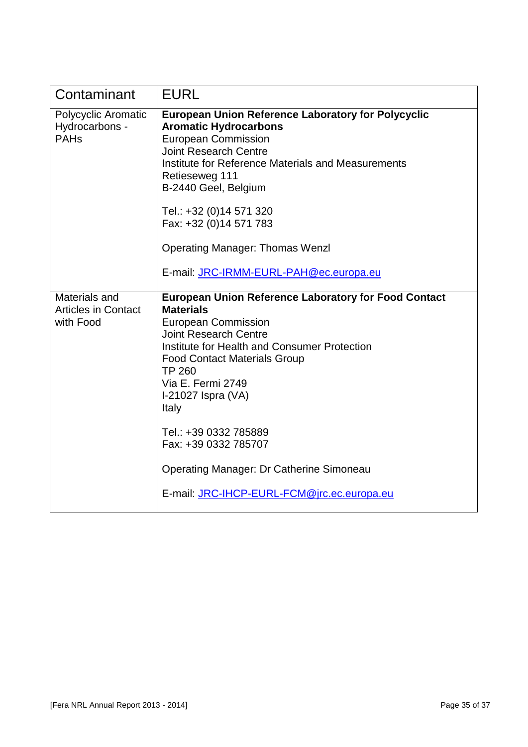| Contaminant | EURL |
|---|---|
| Polycyclic Aromatic Hydrocarbons - PAHs | **European Union Reference Laboratory for Polycyclic Aromatic Hydrocarbons**<br>European Commission<br>Joint Research Centre<br>Institute for Reference Materials and Measurements<br>Retieseweg 111<br>B-2440 Geel, Belgium<br><br>Tel.: +32 (0)14 571 320<br>Fax: +32 (0)14 571 783<br><br>Operating Manager: Thomas Wenzl<br><br>E-mail: JRC-IRMM-EURL-PAH@ec.europa.eu |
| Materials and Articles in Contact with Food | **European Union Reference Laboratory for Food Contact Materials**<br>European Commission<br>Joint Research Centre<br>Institute for Health and Consumer Protection<br>Food Contact Materials Group<br>TP 260<br>Via E. Fermi 2749<br>I-21027 Ispra (VA)<br>Italy<br><br>Tel.: +39 0332 785889<br>Fax: +39 0332 785707<br><br>Operating Manager: Dr Catherine Simoneau<br><br>E-mail: JRC-IHCP-EURL-FCM@jrc.ec.europa.eu |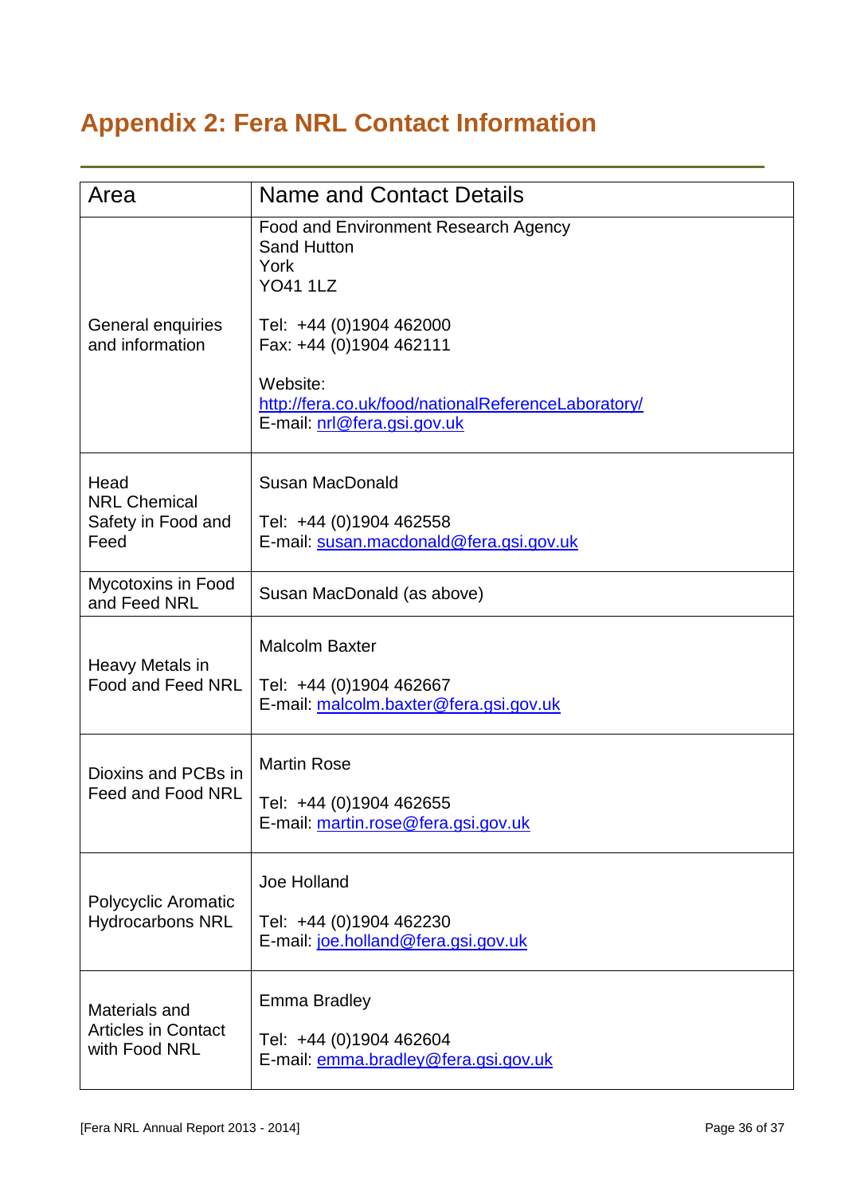## Appendix 2: Fera NRL Contact Information

| Area | Name and Contact Details |
|---|---|
| General enquiries and information | Food and Environment Research Agency<br>Sand Hutton<br>York<br>YO41 1LZ<br><br>Tel: +44 (0)1904 462000<br>Fax: +44 (0)1904 462111<br><br>Website:<br>http://fera.co.uk/food/nationalReferenceLaboratory/<br>E-mail: nrl@fera.gsi.gov.uk |
| Head<br>NRL Chemical Safety in Food and Feed | Susan MacDonald<br><br>Tel: +44 (0)1904 462558<br>E-mail: susan.macdonald@fera.gsi.gov.uk |
| Mycotoxins in Food and Feed NRL | Susan MacDonald (as above) |
| Heavy Metals in Food and Feed NRL | Malcolm Baxter<br><br>Tel: +44 (0)1904 462667<br>E-mail: malcolm.baxter@fera.gsi.gov.uk |
| Dioxins and PCBs in Feed and Food NRL | Martin Rose<br><br>Tel: +44 (0)1904 462655<br>E-mail: martin.rose@fera.gsi.gov.uk |
| Polycyclic Aromatic Hydrocarbons NRL | Joe Holland<br><br>Tel: +44 (0)1904 462230<br>E-mail: joe.holland@fera.gsi.gov.uk |
| Materials and Articles in Contact with Food NRL | Emma Bradley<br><br>Tel: +44 (0)1904 462604<br>E-mail: emma.bradley@fera.gsi.gov.uk |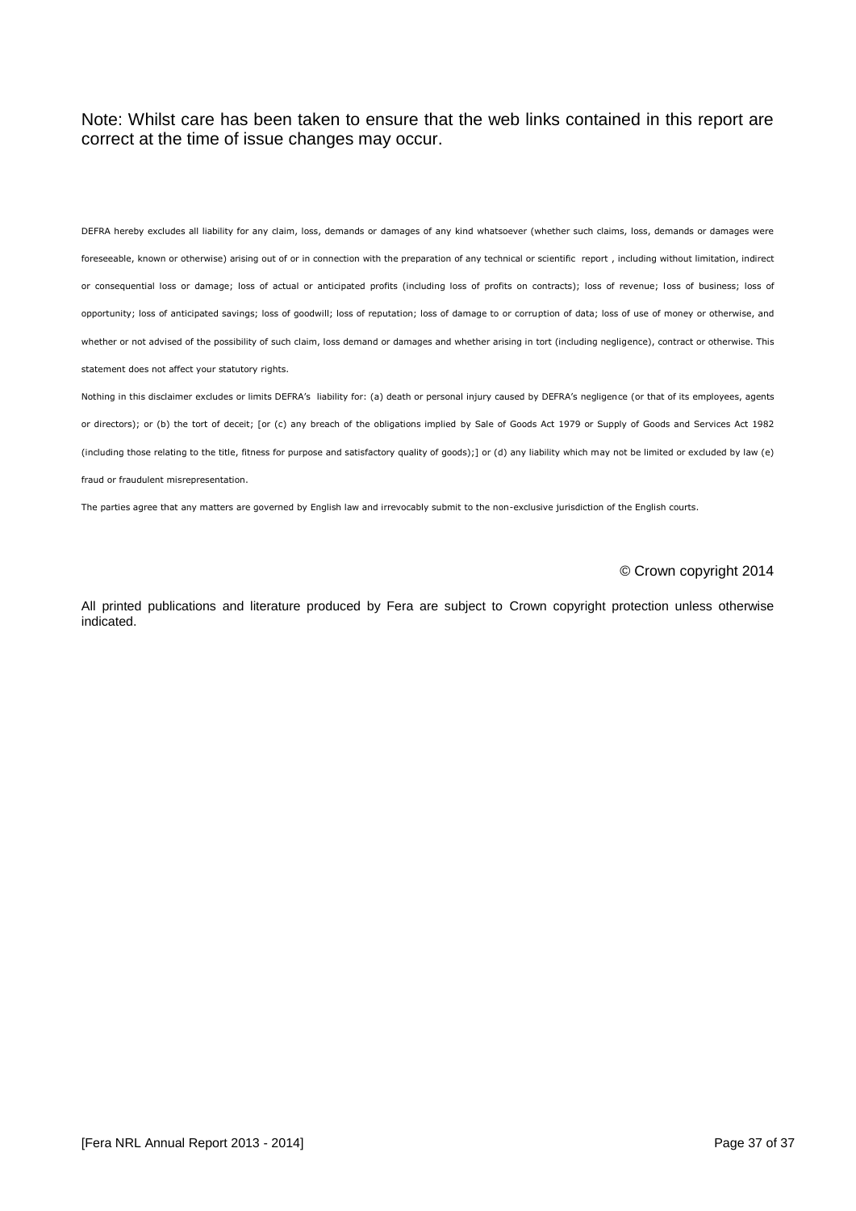Note: Whilst care has been taken to ensure that the web links contained in this report are correct at the time of issue changes may occur.

DEFRA hereby excludes all liability for any claim, loss, demands or damages of any kind whatsoever (whether such claims, loss, demands or damages were foreseeable, known or otherwise) arising out of or in connection with the preparation of any technical or scientific report , including without limitation, indirect or consequential loss or damage; loss of actual or anticipated profits (including loss of profits on contracts); loss of revenue; loss of business; loss of opportunity; loss of anticipated savings; loss of goodwill; loss of reputation; loss of damage to or corruption of data; loss of use of money or otherwise, and whether or not advised of the possibility of such claim, loss demand or damages and whether arising in tort (including negligence), contract or otherwise. This statement does not affect your statutory rights.

Nothing in this disclaimer excludes or limits DEFRA's liability for: (a) death or personal injury caused by DEFRA's negligence (or that of its employees, agents or directors); or (b) the tort of deceit; [or (c) any breach of the obligations implied by Sale of Goods Act 1979 or Supply of Goods and Services Act 1982 (including those relating to the title, fitness for purpose and satisfactory quality of goods);] or (d) any liability which may not be limited or excluded by law (e) fraud or fraudulent misrepresentation.

The parties agree that any matters are governed by English law and irrevocably submit to the non-exclusive jurisdiction of the English courts.

© Crown copyright 2014

All printed publications and literature produced by Fera are subject to Crown copyright protection unless otherwise indicated.